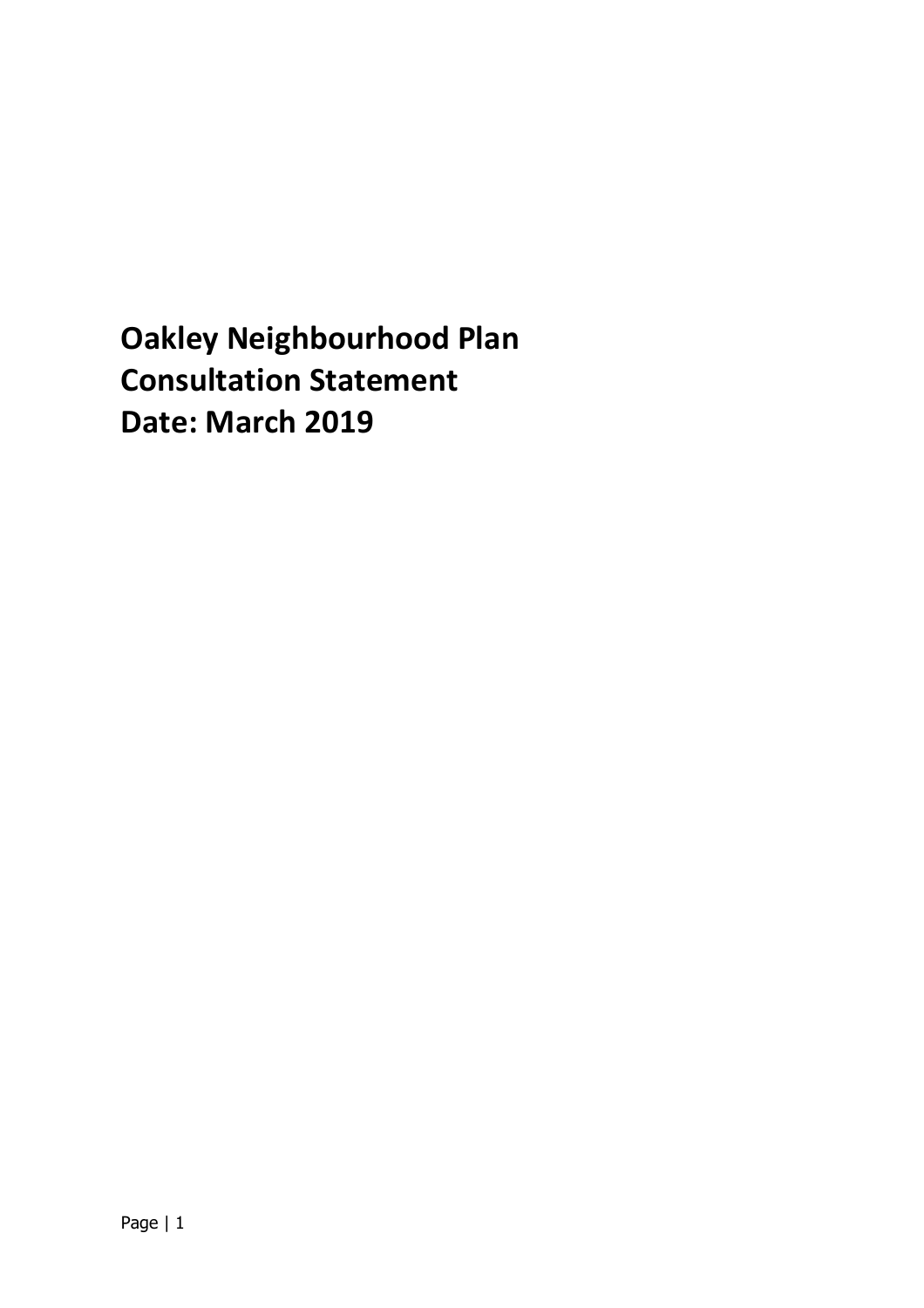# Oakley Neighbourhood Plan Consultation Statement Date: March 2019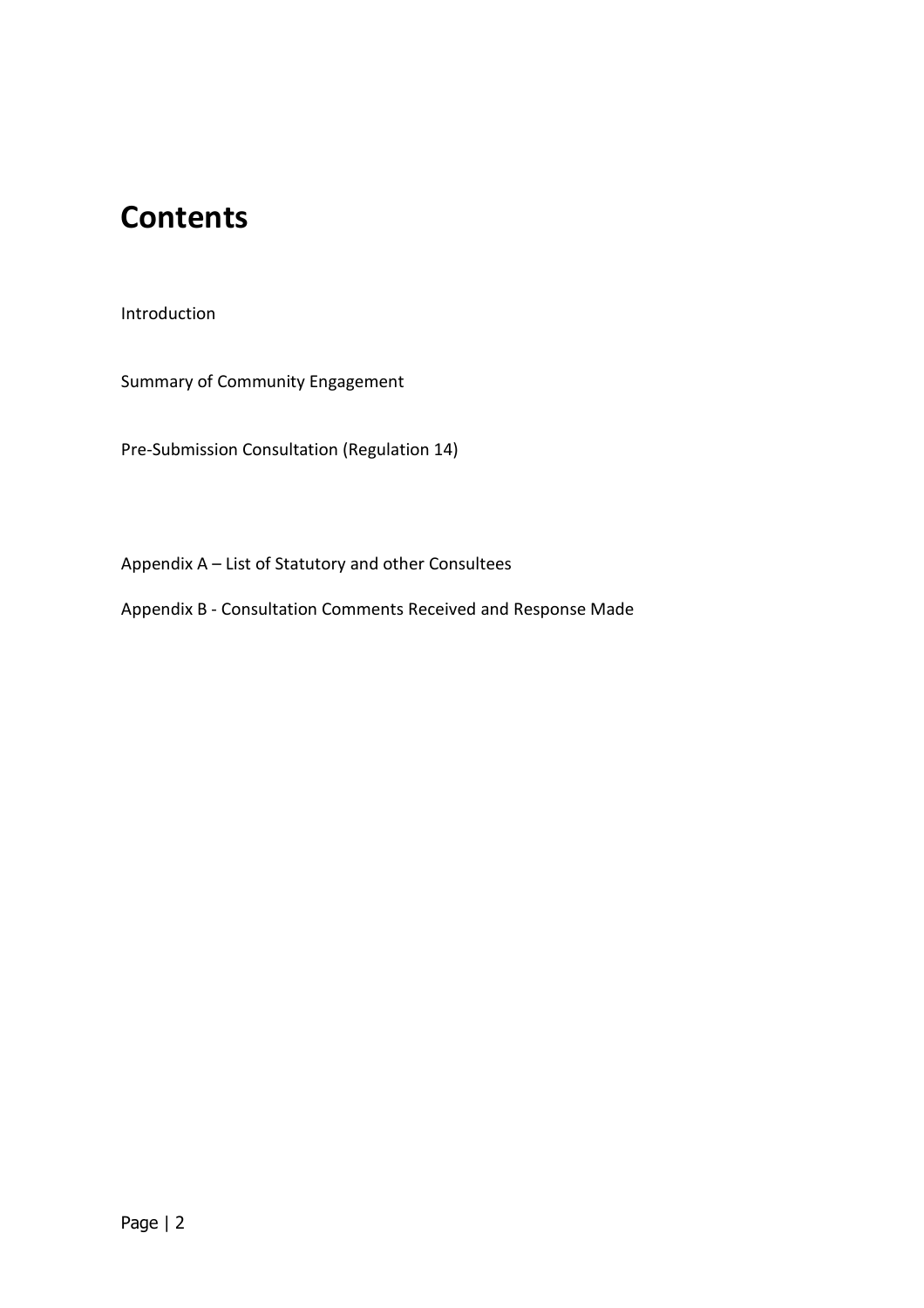# Contents

Introduction

Summary of Community Engagement

Pre-Submission Consultation (Regulation 14)

Appendix A – List of Statutory and other Consultees

Appendix B - Consultation Comments Received and Response Made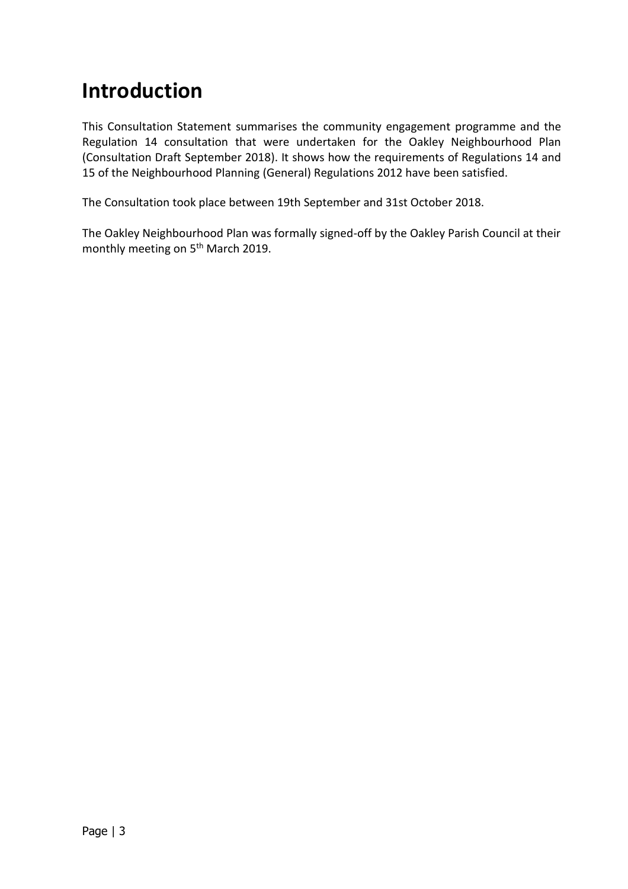# Introduction

This Consultation Statement summarises the community engagement programme and the Regulation 14 consultation that were undertaken for the Oakley Neighbourhood Plan (Consultation Draft September 2018). It shows how the requirements of Regulations 14 and 15 of the Neighbourhood Planning (General) Regulations 2012 have been satisfied.

The Consultation took place between 19th September and 31st October 2018.

The Oakley Neighbourhood Plan was formally signed-off by the Oakley Parish Council at their monthly meeting on 5th March 2019.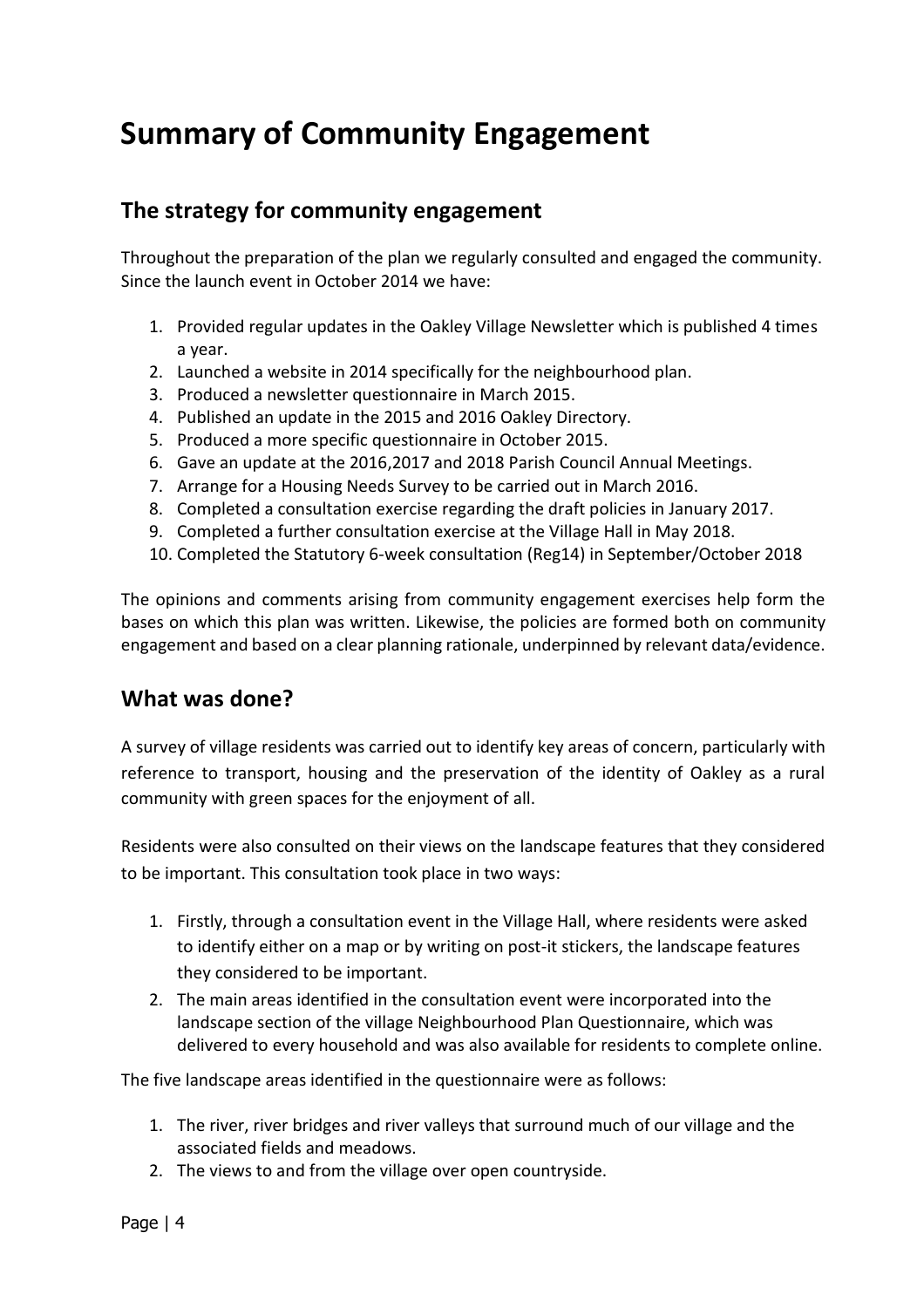# Summary of Community Engagement

## The strategy for community engagement

Throughout the preparation of the plan we regularly consulted and engaged the community. Since the launch event in October 2014 we have:

1. Provided regular updates in the Oakley Village Newsletter which is published 4 times a year.
2. Launched a website in 2014 specifically for the neighbourhood plan.
3. Produced a newsletter questionnaire in March 2015.
4. Published an update in the 2015 and 2016 Oakley Directory.
5. Produced a more specific questionnaire in October 2015.
6. Gave an update at the 2016,2017 and 2018 Parish Council Annual Meetings.
7. Arrange for a Housing Needs Survey to be carried out in March 2016.
8. Completed a consultation exercise regarding the draft policies in January 2017.
9. Completed a further consultation exercise at the Village Hall in May 2018.
10. Completed the Statutory 6-week consultation (Reg14) in September/October 2018

The opinions and comments arising from community engagement exercises help form the bases on which this plan was written. Likewise, the policies are formed both on community engagement and based on a clear planning rationale, underpinned by relevant data/evidence.

## What was done?

A survey of village residents was carried out to identify key areas of concern, particularly with reference to transport, housing and the preservation of the identity of Oakley as a rural community with green spaces for the enjoyment of all.

Residents were also consulted on their views on the landscape features that they considered to be important. This consultation took place in two ways:

1. Firstly, through a consultation event in the Village Hall, where residents were asked to identify either on a map or by writing on post-it stickers, the landscape features they considered to be important.
2. The main areas identified in the consultation event were incorporated into the landscape section of the village Neighbourhood Plan Questionnaire, which was delivered to every household and was also available for residents to complete online.

The five landscape areas identified in the questionnaire were as follows:

1. The river, river bridges and river valleys that surround much of our village and the associated fields and meadows.
2. The views to and from the village over open countryside.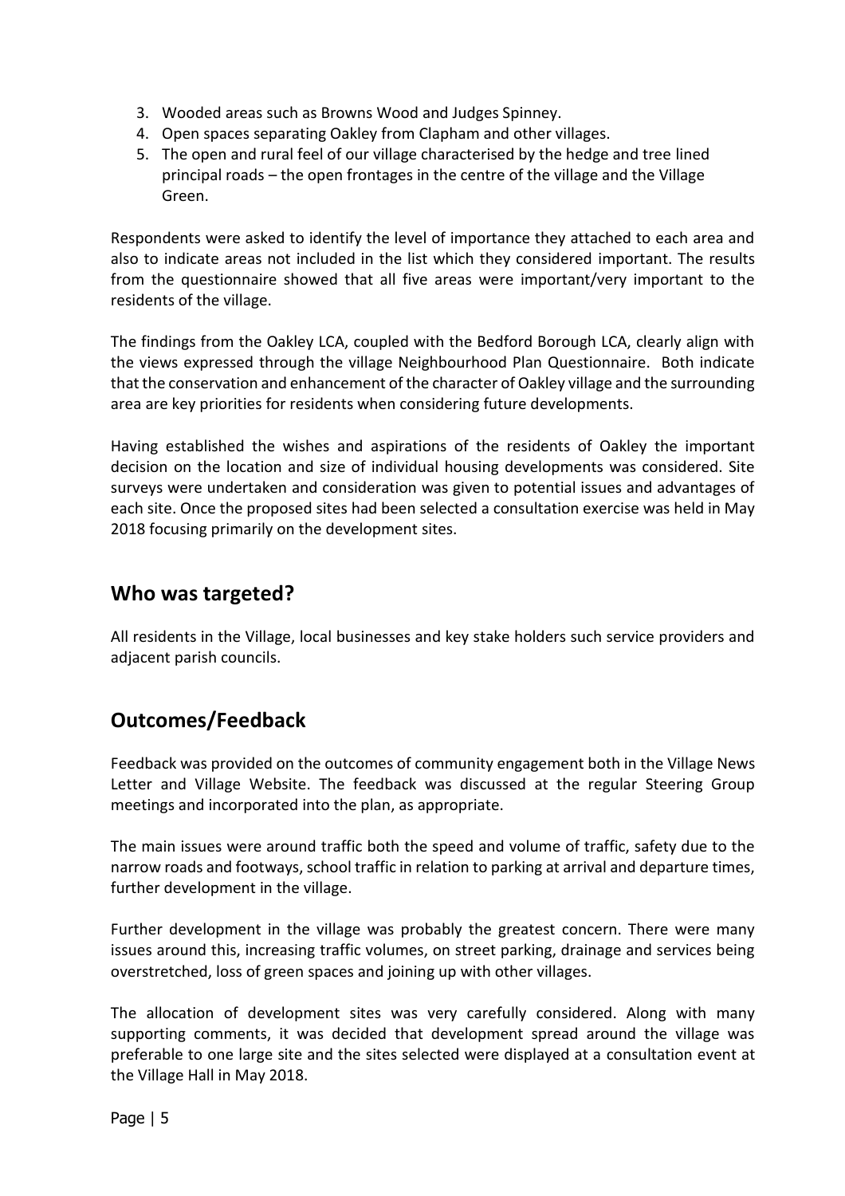3. Wooded areas such as Browns Wood and Judges Spinney.
4. Open spaces separating Oakley from Clapham and other villages.
5. The open and rural feel of our village characterised by the hedge and tree lined principal roads – the open frontages in the centre of the village and the Village Green.

Respondents were asked to identify the level of importance they attached to each area and also to indicate areas not included in the list which they considered important. The results from the questionnaire showed that all five areas were important/very important to the residents of the village.

The findings from the Oakley LCA, coupled with the Bedford Borough LCA, clearly align with the views expressed through the village Neighbourhood Plan Questionnaire. Both indicate that the conservation and enhancement of the character of Oakley village and the surrounding area are key priorities for residents when considering future developments.

Having established the wishes and aspirations of the residents of Oakley the important decision on the location and size of individual housing developments was considered. Site surveys were undertaken and consideration was given to potential issues and advantages of each site. Once the proposed sites had been selected a consultation exercise was held in May 2018 focusing primarily on the development sites.

## Who was targeted?

All residents in the Village, local businesses and key stake holders such service providers and adjacent parish councils.

## Outcomes/Feedback

Feedback was provided on the outcomes of community engagement both in the Village News Letter and Village Website. The feedback was discussed at the regular Steering Group meetings and incorporated into the plan, as appropriate.

The main issues were around traffic both the speed and volume of traffic, safety due to the narrow roads and footways, school traffic in relation to parking at arrival and departure times, further development in the village.

Further development in the village was probably the greatest concern. There were many issues around this, increasing traffic volumes, on street parking, drainage and services being overstretched, loss of green spaces and joining up with other villages.

The allocation of development sites was very carefully considered. Along with many supporting comments, it was decided that development spread around the village was preferable to one large site and the sites selected were displayed at a consultation event at the Village Hall in May 2018.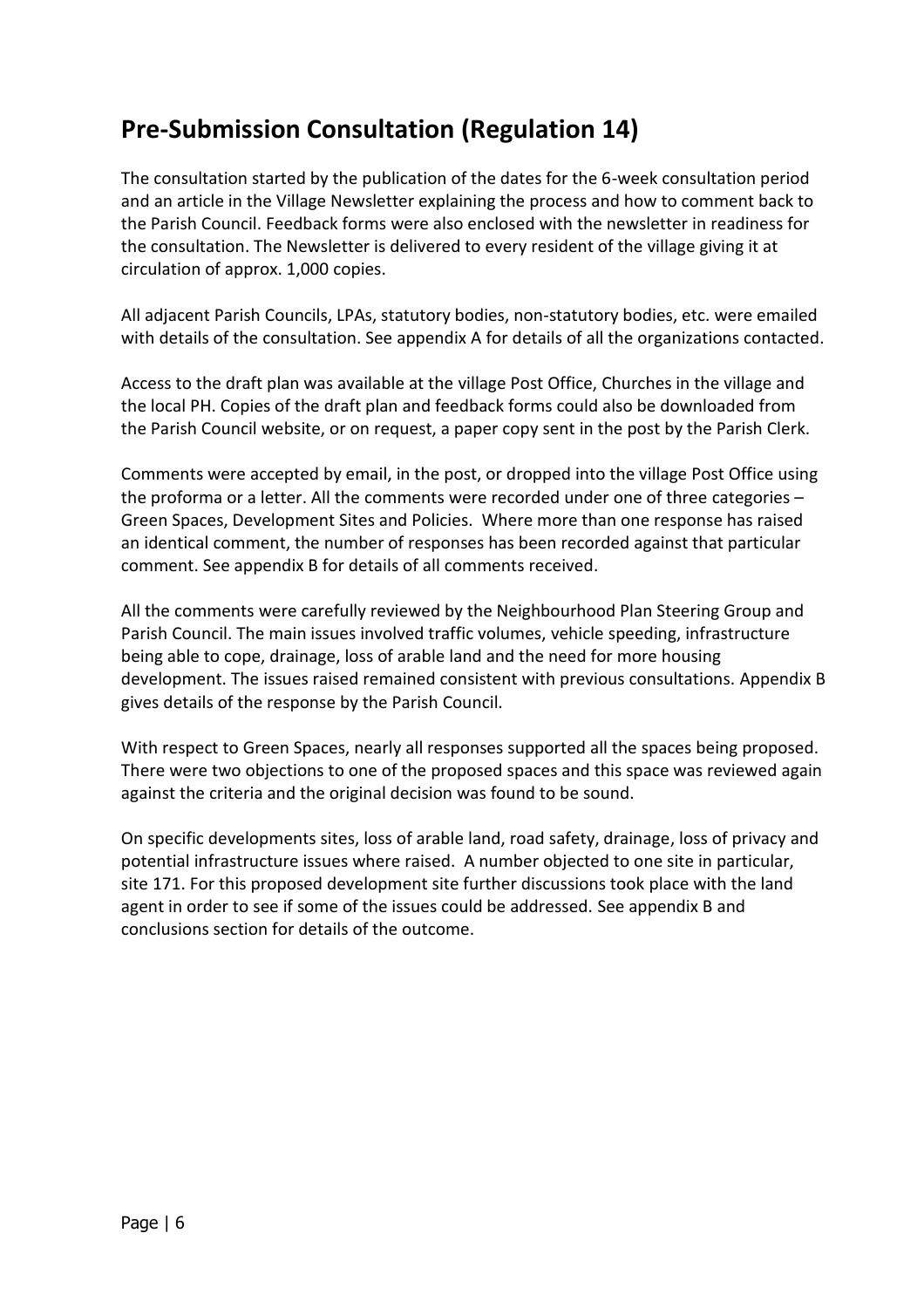## Pre-Submission Consultation (Regulation 14)

The consultation started by the publication of the dates for the 6-week consultation period and an article in the Village Newsletter explaining the process and how to comment back to the Parish Council. Feedback forms were also enclosed with the newsletter in readiness for the consultation. The Newsletter is delivered to every resident of the village giving it at circulation of approx. 1,000 copies.

All adjacent Parish Councils, LPAs, statutory bodies, non-statutory bodies, etc. were emailed with details of the consultation. See appendix A for details of all the organizations contacted.

Access to the draft plan was available at the village Post Office, Churches in the village and the local PH. Copies of the draft plan and feedback forms could also be downloaded from the Parish Council website, or on request, a paper copy sent in the post by the Parish Clerk.

Comments were accepted by email, in the post, or dropped into the village Post Office using the proforma or a letter. All the comments were recorded under one of three categories – Green Spaces, Development Sites and Policies. Where more than one response has raised an identical comment, the number of responses has been recorded against that particular comment. See appendix B for details of all comments received.

All the comments were carefully reviewed by the Neighbourhood Plan Steering Group and Parish Council. The main issues involved traffic volumes, vehicle speeding, infrastructure being able to cope, drainage, loss of arable land and the need for more housing development. The issues raised remained consistent with previous consultations. Appendix B gives details of the response by the Parish Council.

With respect to Green Spaces, nearly all responses supported all the spaces being proposed. There were two objections to one of the proposed spaces and this space was reviewed again against the criteria and the original decision was found to be sound.

On specific developments sites, loss of arable land, road safety, drainage, loss of privacy and potential infrastructure issues where raised. A number objected to one site in particular, site 171. For this proposed development site further discussions took place with the land agent in order to see if some of the issues could be addressed. See appendix B and conclusions section for details of the outcome.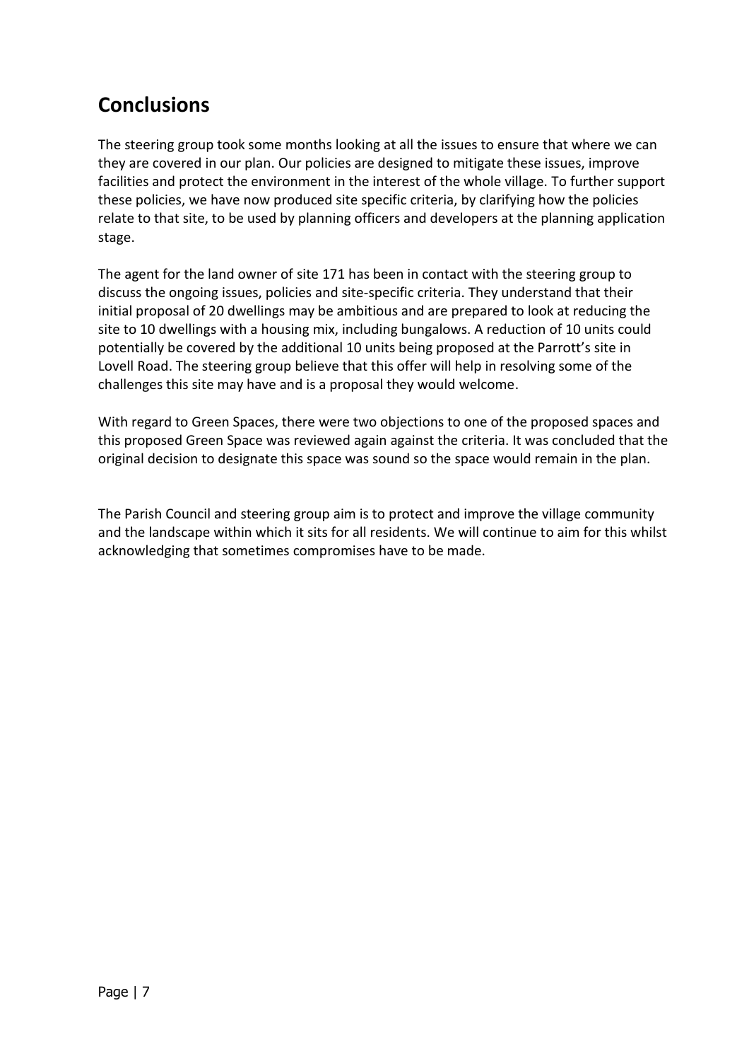## Conclusions

The steering group took some months looking at all the issues to ensure that where we can they are covered in our plan. Our policies are designed to mitigate these issues, improve facilities and protect the environment in the interest of the whole village. To further support these policies, we have now produced site specific criteria, by clarifying how the policies relate to that site, to be used by planning officers and developers at the planning application stage.

The agent for the land owner of site 171 has been in contact with the steering group to discuss the ongoing issues, policies and site-specific criteria. They understand that their initial proposal of 20 dwellings may be ambitious and are prepared to look at reducing the site to 10 dwellings with a housing mix, including bungalows. A reduction of 10 units could potentially be covered by the additional 10 units being proposed at the Parrott's site in Lovell Road. The steering group believe that this offer will help in resolving some of the challenges this site may have and is a proposal they would welcome.

With regard to Green Spaces, there were two objections to one of the proposed spaces and this proposed Green Space was reviewed again against the criteria. It was concluded that the original decision to designate this space was sound so the space would remain in the plan.

The Parish Council and steering group aim is to protect and improve the village community and the landscape within which it sits for all residents. We will continue to aim for this whilst acknowledging that sometimes compromises have to be made.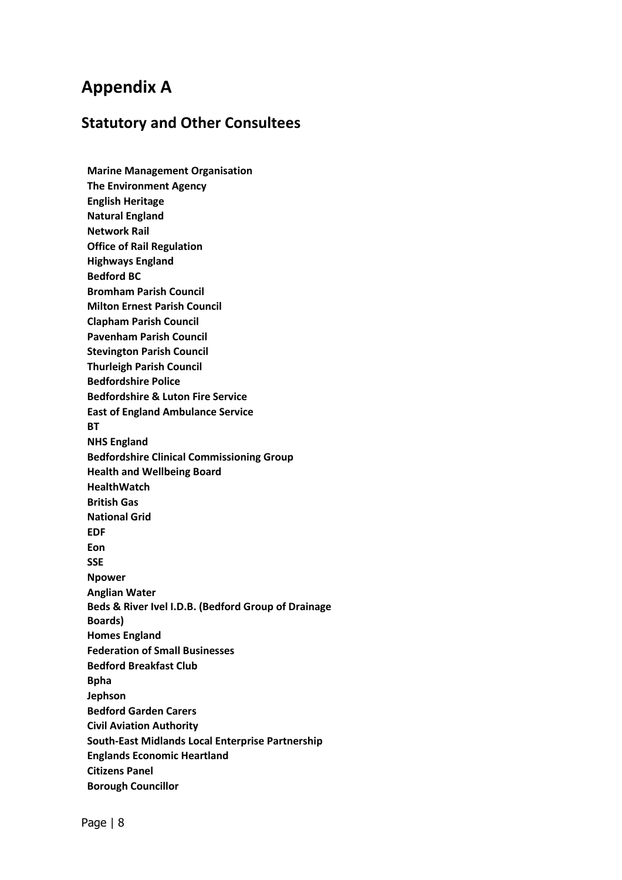# Appendix A

## Statistory and Other Consultees

**Marine Management Organisation**
**The Environment Agency**
**English Heritage**
**Natural England**
**Network Rail**
**Office of Rail Regulation**
**Highways England**
**Bedford BC**
**Bromham Parish Council**
**Milton Ernest Parish Council**
**Clapham Parish Council**
**Pavenham Parish Council**
**Stevington Parish Council**
**Thurleigh Parish Council**
**Bedfordshire Police**
**Bedfordshire & Luton Fire Service**
**East of England Ambulance Service**
**BT**
**NHS England**
**Bedfordshire Clinical Commissioning Group**
**Health and Wellbeing Board**
**HealthWatch**
**British Gas**
**National Grid**
**EDF**
**Eon**
**SSE**
**Npower**
**Anglian Water**
**Beds & River Ivel I.D.B. (Bedford Group of Drainage Boards)**
**Homes England**
**Federation of Small Businesses**
**Bedford Breakfast Club**
**Bpha**
**Jephson**
**Bedford Garden Carers**
**Civil Aviation Authority**
**South-East Midlands Local Enterprise Partnership**
**Englands Economic Heartland**
**Citizens Panel**
**Borough Councillor**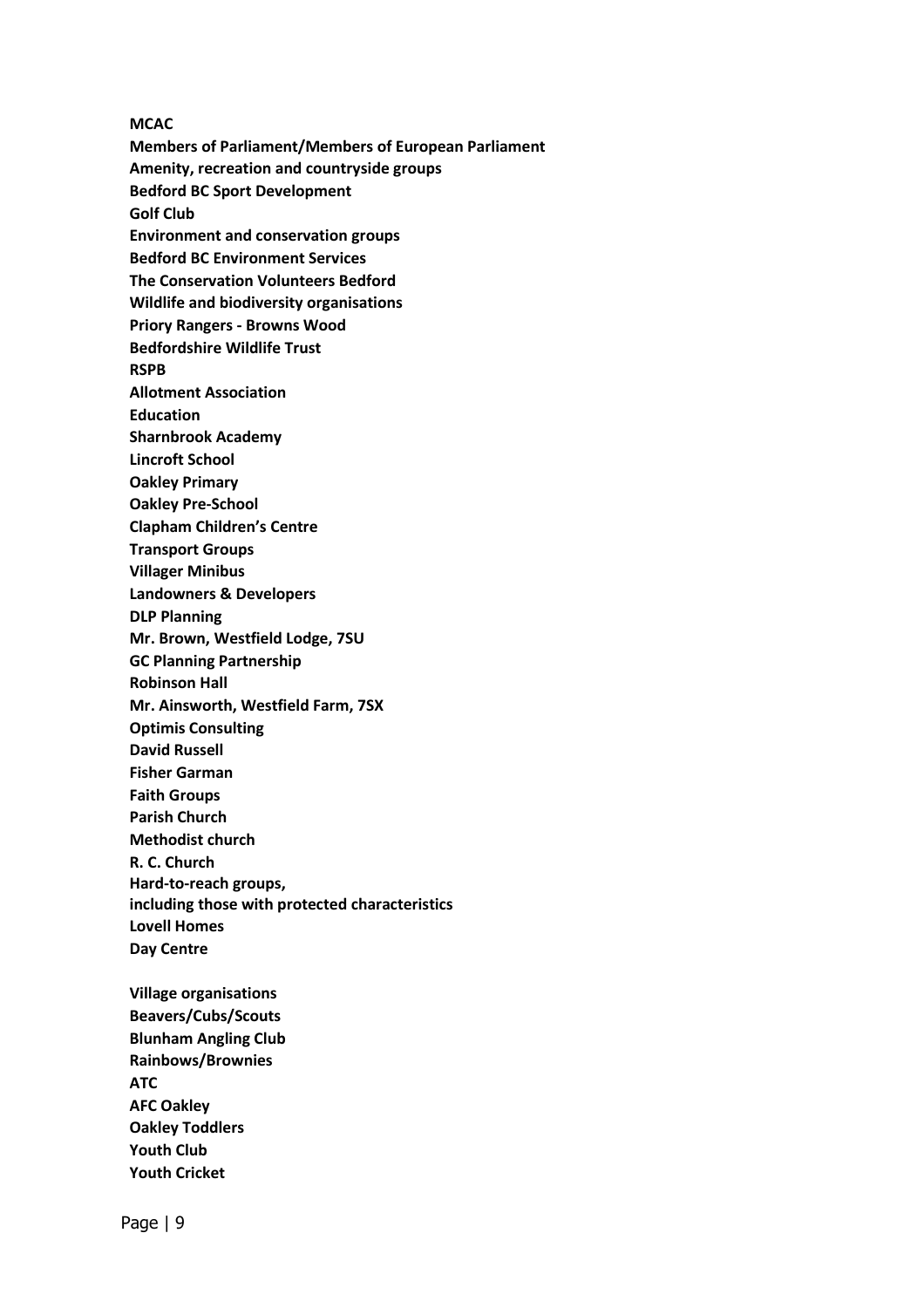**MCAC**
**Members of Parliament/Members of European Parliament**
**Amenity, recreation and countryside groups**
**Bedford BC Sport Development**
**Golf Club**
**Environment and conservation groups**
**Bedford BC Environment Services**
**The Conservation Volunteers Bedford**
**Wildlife and biodiversity organisations**
**Priory Rangers - Browns Wood**
**Bedfordshire Wildlife Trust**
**RSPB**
**Allotment Association**
**Education**
**Sharnbrook Academy**
**Lincroft School**
**Oakley Primary**
**Oakley Pre-School**
**Clapham Children's Centre**
**Transport Groups**
**Villager Minibus**
**Landowners & Developers**
**DLP Planning**
**Mr. Brown, Westfield Lodge, 7SU**
**GC Planning Partnership**
**Robinson Hall**
**Mr. Ainsworth, Westfield Farm, 7SX**
**Optimis Consulting**
**David Russell**
**Fisher Garman**
**Faith Groups**
**Parish Church**
**Methodist church**
**R. C. Church**
**Hard-to-reach groups,**
**including those with protected characteristics**
**Lovell Homes**
**Day Centre**

**Village organisations**
**Beavers/Cubs/Scouts**
**Blunham Angling Club**
**Rainbows/Brownies**
**ATC**
**AFC Oakley**
**Oakley Toddlers**
**Youth Club**
**Youth Cricket**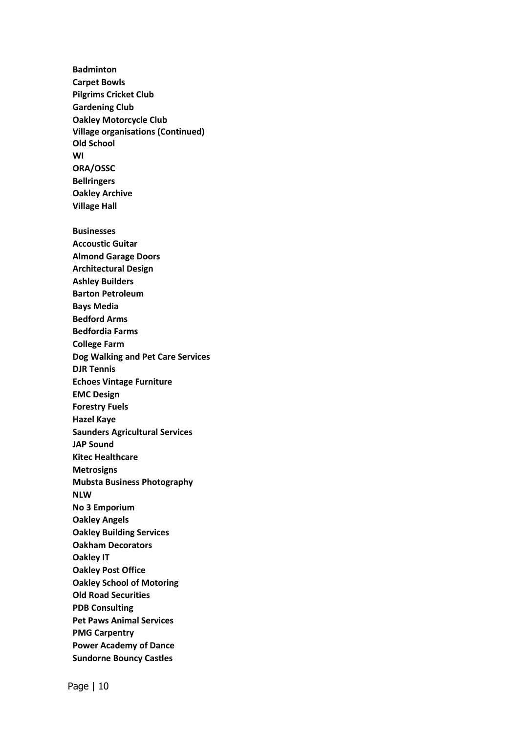**Badminton**
**Carpet Bowls**
**Pilgrims Cricket Club**
**Gardening Club**
**Oakley Motorcycle Club**
**Village organisations (Continued)**
**Old School**
**WI**
**ORA/OSSC**
**Bellringers**
**Oakley Archive**
**Village Hall**

**Businesses**
**Accoustic Guitar**
**Almond Garage Doors**
**Architectural Design**
**Ashley Builders**
**Barton Petroleum**
**Bays Media**
**Bedford Arms**
**Bedfordia Farms**
**College Farm**
**Dog Walking and Pet Care Services**
**DJR Tennis**
**Echoes Vintage Furniture**
**EMC Design**
**Forestry Fuels**
**Hazel Kaye**
**Saunders Agricultural Services**
**JAP Sound**
**Kitec Healthcare**
**Metrosigns**
**Mubsta Business Photography**
**NLW**
**No 3 Emporium**
**Oakley Angels**
**Oakley Building Services**
**Oakham Decorators**
**Oakley IT**
**Oakley Post Office**
**Oakley School of Motoring**
**Old Road Securities**
**PDB Consulting**
**Pet Paws Animal Services**
**PMG Carpentry**
**Power Academy of Dance**
**Sundorne Bouncy Castles**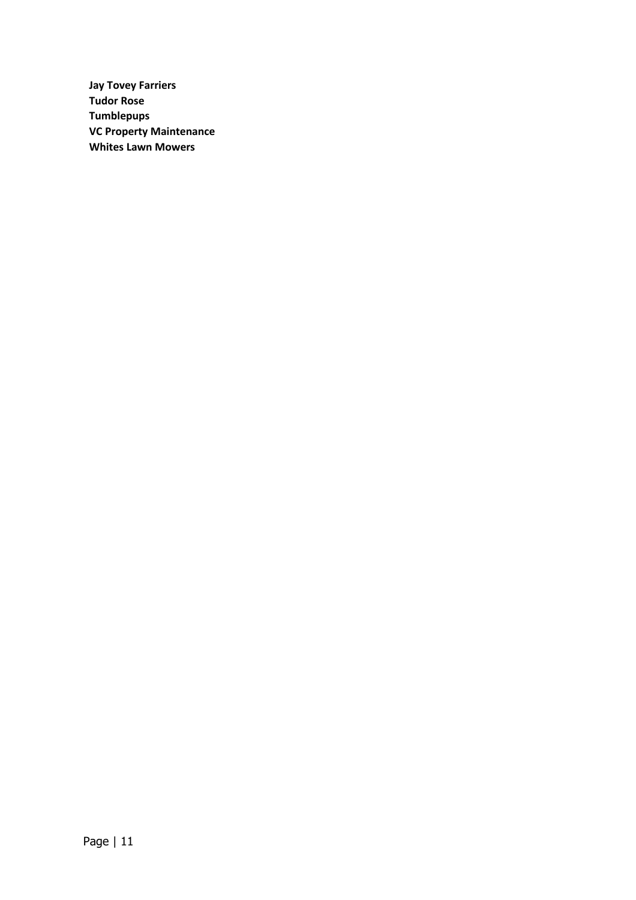**Jay Tovey Farriers**
**Tudor Rose**
**Tumblepups**
**VC Property Maintenance**
**Whites Lawn Mowers**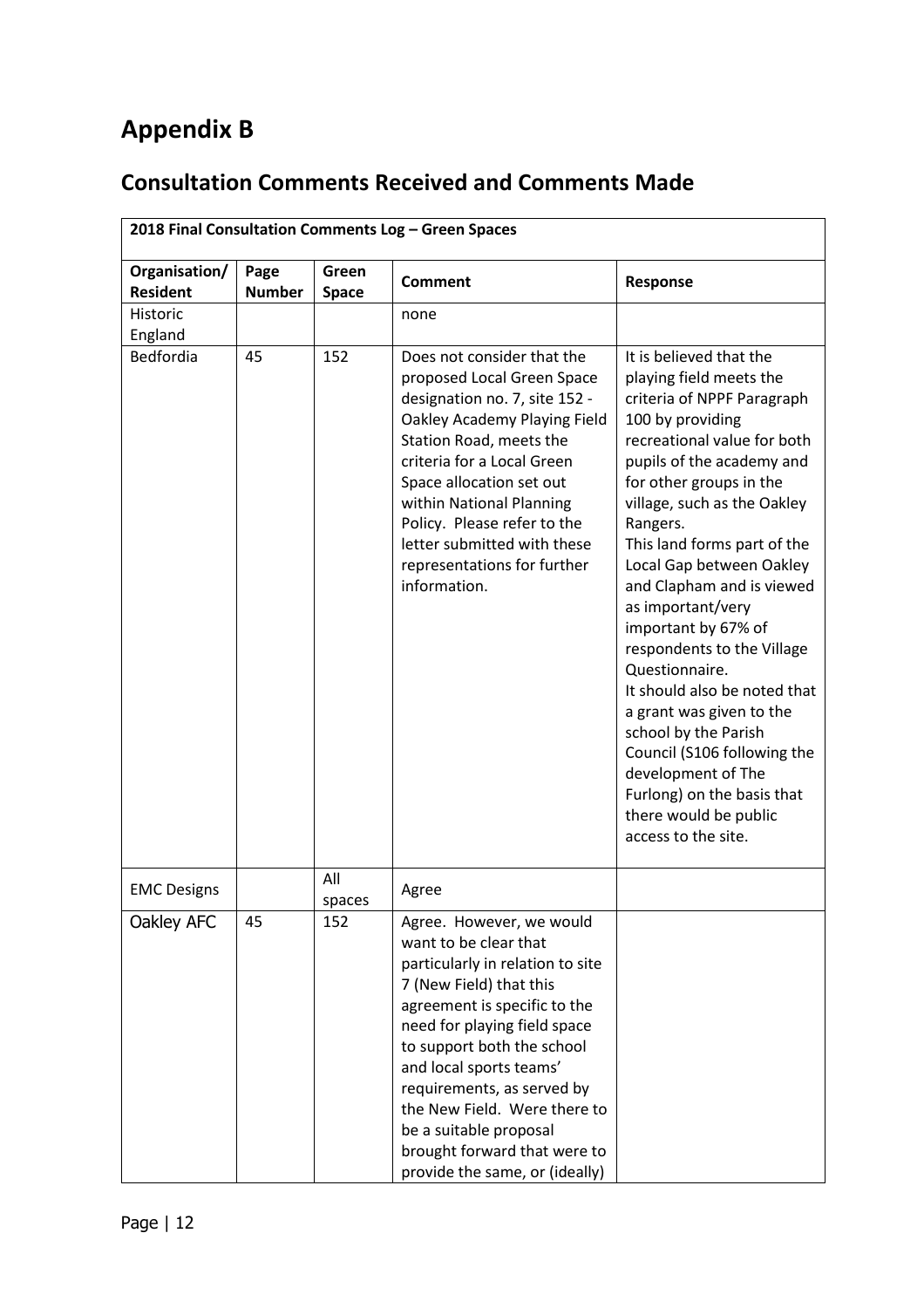# Appendix B

## Consultation Comments Received and Comments Made

| 2018 Final Consultation Comments Log – Green Spaces | | | | |
|---|---|---|---|---|
| **Organisation/ Resident** | **Page Number** | **Green Space** | **Comment** | **Response** |
| Historic England | | | none | |
| Bedfordia | 45 | 152 | Does not consider that the proposed Local Green Space designation no. 7, site 152 - Oakley Academy Playing Field Station Road, meets the criteria for a Local Green Space allocation set out within National Planning Policy. Please refer to the letter submitted with these representations for further information. | It is believed that the playing field meets the criteria of NPPF Paragraph 100 by providing recreational value for both pupils of the academy and for other groups in the village, such as the Oakley Rangers. This land forms part of the Local Gap between Oakley and Clapham and is viewed as important/very important by 67% of respondents to the Village Questionnaire. It should also be noted that a grant was given to the school by the Parish Council (S106 following the development of The Furlong) on the basis that there would be public access to the site. |
| EMC Designs | | All spaces | Agree | |
| Oakley AFC | 45 | 152 | Agree. However, we would want to be clear that particularly in relation to site 7 (New Field) that this agreement is specific to the need for playing field space to support both the school and local sports teams' requirements, as served by the New Field. Were there to be a suitable proposal brought forward that were to provide the same, or (ideally) | |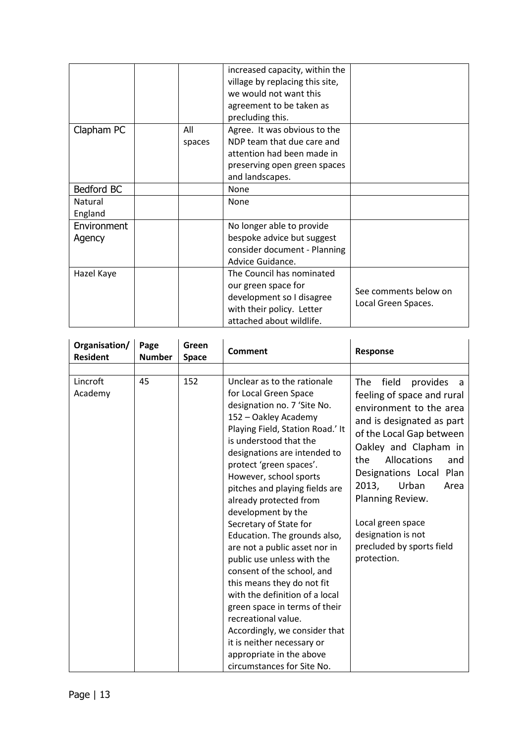| | | | | |
|---|---|---|---|---|
| | | | increased capacity, within the village by replacing this site, we would not want this agreement to be taken as precluding this. | |
| Clapham PC | | All spaces | Agree. It was obvious to the NDP team that due care and attention had been made in preserving open green spaces and landscapes. | |
| Bedford BC | | | None | |
| Natural England | | | None | |
| Environment Agency | | | No longer able to provide bespoke advice but suggest consider document - Planning Advice Guidance. | |
| Hazel Kaye | | | The Council has nominated our green space for development so I disagree with their policy. Letter attached about wildlife. | See comments below on Local Green Spaces. |

| Organisation/ Resident | Page Number | Green Space | Comment | Response |
|---|---|---|---|---|
| | | | | |
| Lincroft Academy | 45 | 152 | Unclear as to the rationale for Local Green Space designation no. 7 'Site No. 152 – Oakley Academy Playing Field, Station Road.' It is understood that the designations are intended to protect 'green spaces'. However, school sports pitches and playing fields are already protected from development by the Secretary of State for Education. The grounds also, are not a public asset nor in public use unless with the consent of the school, and this means they do not fit with the definition of a local green space in terms of their recreational value. Accordingly, we consider that it is neither necessary or appropriate in the above circumstances for Site No. | The field provides a feeling of space and rural environment to the area and is designated as part of the Local Gap between Oakley and Clapham in the Allocations and Designations Local Plan 2013, Urban Area Planning Review.<br><br>Local green space designation is not precluded by sports field protection. |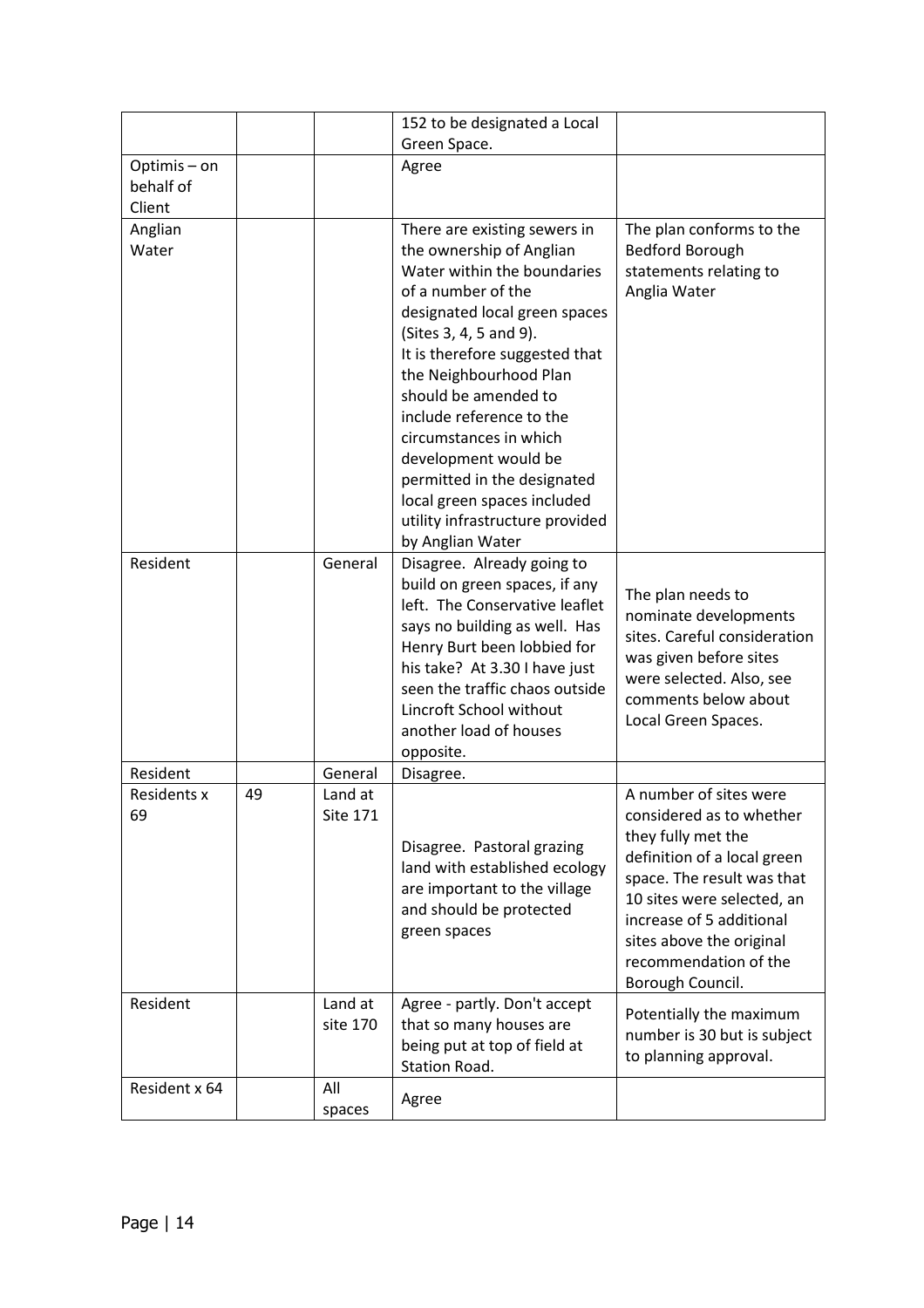| | | | | |
|---|---|---|---|---|
| | | | 152 to be designated a Local Green Space. | |
| Optimis – on behalf of Client | | | Agree | |
| Anglian Water | | | There are existing sewers in the ownership of Anglian Water within the boundaries of a number of the designated local green spaces (Sites 3, 4, 5 and 9).<br>It is therefore suggested that the Neighbourhood Plan should be amended to include reference to the circumstances in which development would be permitted in the designated local green spaces included utility infrastructure provided by Anglian Water | The plan conforms to the Bedford Borough statements relating to Anglia Water |
| Resident | | General | Disagree. Already going to build on green spaces, if any left. The Conservative leaflet says no building as well. Has Henry Burt been lobbied for his take? At 3.30 I have just seen the traffic chaos outside Lincroft School without another load of houses opposite. | The plan needs to nominate developments sites. Careful consideration was given before sites were selected. Also, see comments below about Local Green Spaces. |
| Resident | | General | Disagree. | |
| Residents x 69 | 49 | Land at Site 171 | Disagree. Pastoral grazing land with established ecology are important to the village and should be protected green spaces | A number of sites were considered as to whether they fully met the definition of a local green space. The result was that 10 sites were selected, an increase of 5 additional sites above the original recommendation of the Borough Council. |
| Resident | | Land at site 170 | Agree - partly. Don't accept that so many houses are being put at top of field at Station Road. | Potentially the maximum number is 30 but is subject to planning approval. |
| Resident x 64 | | All spaces | Agree | |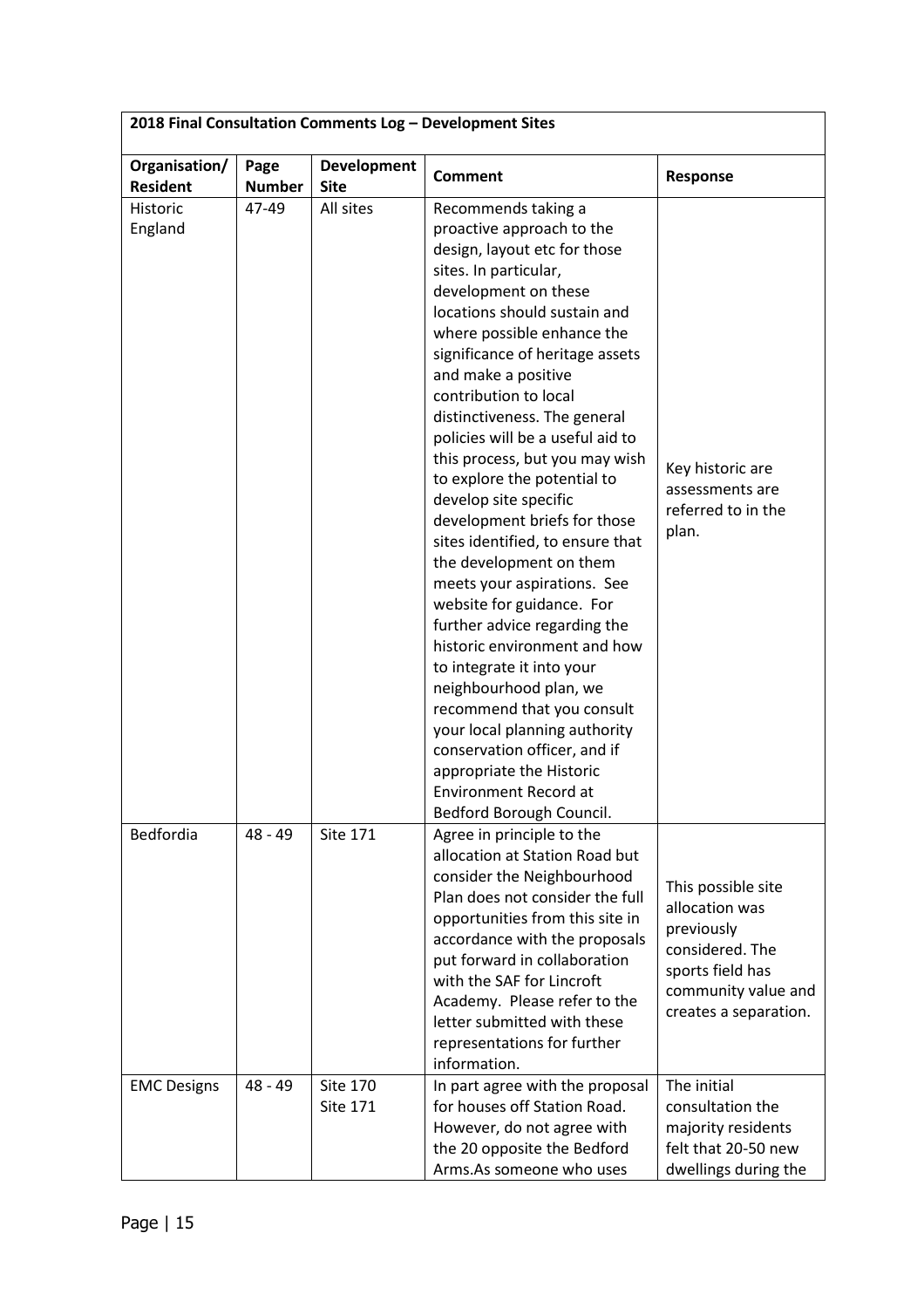| 2018 Final Consultation Comments Log – Development Sites | | | | |
|---|---|---|---|---|
| **Organisation/ Resident** | **Page Number** | **Development Site** | **Comment** | **Response** |
| Historic England | 47-49 | All sites | Recommends taking a proactive approach to the design, layout etc for those sites. In particular, development on these locations should sustain and where possible enhance the significance of heritage assets and make a positive contribution to local distinctiveness. The general policies will be a useful aid to this process, but you may wish to explore the potential to develop site specific development briefs for those sites identified, to ensure that the development on them meets your aspirations. See website for guidance. For further advice regarding the historic environment and how to integrate it into your neighbourhood plan, we recommend that you consult your local planning authority conservation officer, and if appropriate the Historic Environment Record at Bedford Borough Council. | Key historic are assessments are referred to in the plan. |
| Bedfordia | 48 - 49 | Site 171 | Agree in principle to the allocation at Station Road but consider the Neighbourhood Plan does not consider the full opportunities from this site in accordance with the proposals put forward in collaboration with the SAF for Lincroft Academy. Please refer to the letter submitted with these representations for further information. | This possible site allocation was previously considered. The sports field has community value and creates a separation. |
| EMC Designs | 48 - 49 | Site 170<br>Site 171 | In part agree with the proposal for houses off Station Road. However, do not agree with the 20 opposite the Bedford Arms.As someone who uses | The initial consultation the majority residents felt that 20-50 new dwellings during the |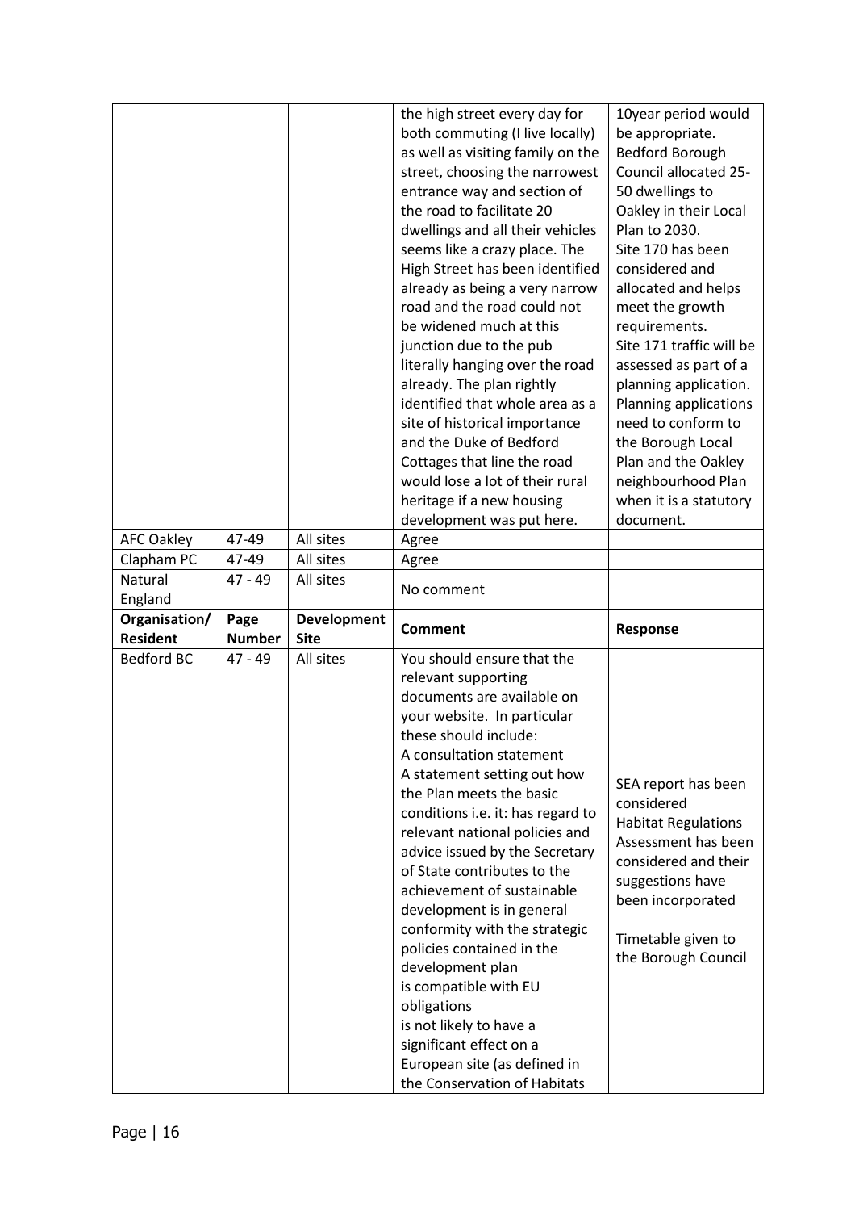| | | | the high street every day for both commuting (I live locally) as well as visiting family on the street, choosing the narrowest entrance way and section of the road to facilitate 20 dwellings and all their vehicles seems like a crazy place. The High Street has been identified already as being a very narrow road and the road could not be widened much at this junction due to the pub literally hanging over the road already. The plan rightly identified that whole area as a site of historical importance and the Duke of Bedford Cottages that line the road would lose a lot of their rural heritage if a new housing development was put here. | 10year period would be appropriate. Bedford Borough Council allocated 25-50 dwellings to Oakley in their Local Plan to 2030. Site 170 has been considered and allocated and helps meet the growth requirements. Site 171 traffic will be assessed as part of a planning application. Planning applications need to conform to the Borough Local Plan and the Oakley neighbourhood Plan when it is a statutory document. |
|---|---|---|---|---|
| AFC Oakley | 47-49 | All sites | Agree | |
| Clapham PC | 47-49 | All sites | Agree | |
| Natural England | 47 - 49 | All sites | No comment | |
| **Organisation/ Resident** | **Page Number** | **Development Site** | **Comment** | **Response** |
| Bedford BC | 47 - 49 | All sites | You should ensure that the relevant supporting documents are available on your website. In particular these should include:<br>A consultation statement<br>A statement setting out how the Plan meets the basic conditions i.e. it: has regard to relevant national policies and advice issued by the Secretary of State contributes to the achievement of sustainable development is in general conformity with the strategic policies contained in the development plan<br>is compatible with EU obligations<br>is not likely to have a significant effect on a European site (as defined in the Conservation of Habitats | SEA report has been considered<br>Habitat Regulations Assessment has been considered and their suggestions have been incorporated<br><br>Timetable given to the Borough Council |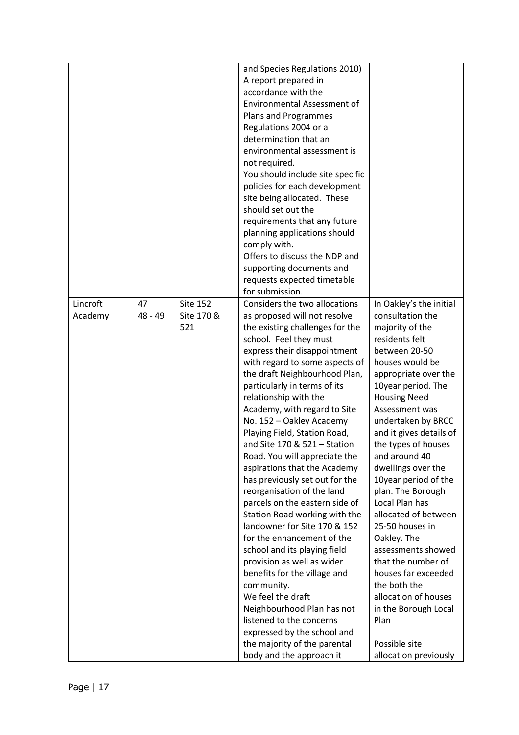| | | | | |
|---|---|---|---|---|
| | | | and Species Regulations 2010)<br>A report prepared in accordance with the Environmental Assessment of Plans and Programmes Regulations 2004 or a determination that an environmental assessment is not required.<br>You should include site specific policies for each development site being allocated. These should set out the requirements that any future planning applications should comply with.<br>Offers to discuss the NDP and supporting documents and requests expected timetable for submission. | |
| Lincroft Academy | 47<br>48 - 49 | Site 152<br>Site 170 & 521 | Considers the two allocations as proposed will not resolve the existing challenges for the school. Feel they must express their disappointment with regard to some aspects of the draft Neighbourhood Plan, particularly in terms of its relationship with the Academy, with regard to Site No. 152 – Oakley Academy Playing Field, Station Road, and Site 170 & 521 – Station Road. You will appreciate the aspirations that the Academy has previously set out for the reorganisation of the land parcels on the eastern side of Station Road working with the landowner for Site 170 & 152 for the enhancement of the school and its playing field provision as well as wider benefits for the village and community.<br>We feel the draft Neighbourhood Plan has not listened to the concerns expressed by the school and the majority of the parental body and the approach it | In Oakley's the initial consultation the majority of the residents felt between 20-50 houses would be appropriate over the 10year period. The Housing Need Assessment was undertaken by BRCC and it gives details of the types of houses and around 40 dwellings over the 10year period of the plan. The Borough Local Plan has allocated of between 25-50 houses in Oakley. The assessments showed that the number of houses far exceeded the both the allocation of houses in the Borough Local Plan<br><br>Possible site allocation previously |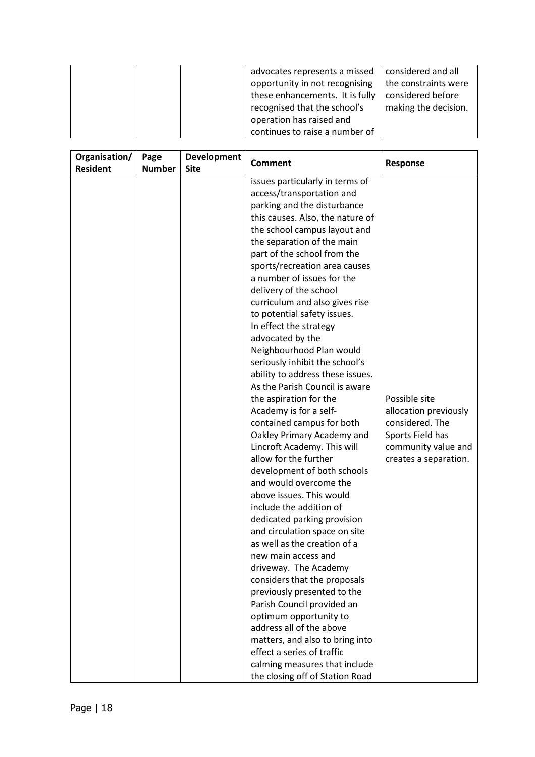| | | | advocates represents a missed opportunity in not recognising these enhancements. It is fully recognised that the school's operation has raised and continues to raise a number of | considered and all the constraints were considered before making the decision. |
|---|---|---|---|---|

| Organisation/ Resident | Page Number | Development Site | Comment | Response |
|---|---|---|---|---|
| | | | issues particularly in terms of access/transportation and parking and the disturbance this causes. Also, the nature of the school campus layout and the separation of the main part of the school from the sports/recreation area causes a number of issues for the delivery of the school curriculum and also gives rise to potential safety issues. In effect the strategy advocated by the Neighbourhood Plan would seriously inhibit the school's ability to address these issues. As the Parish Council is aware the aspiration for the Academy is for a self-contained campus for both Oakley Primary Academy and Lincroft Academy. This will allow for the further development of both schools and would overcome the above issues. This would include the addition of dedicated parking provision and circulation space on site as well as the creation of a new main access and driveway. The Academy considers that the proposals previously presented to the Parish Council provided an optimum opportunity to address all of the above matters, and also to bring into effect a series of traffic calming measures that include the closing off of Station Road | Possible site allocation previously considered. The Sports Field has community value and creates a separation. |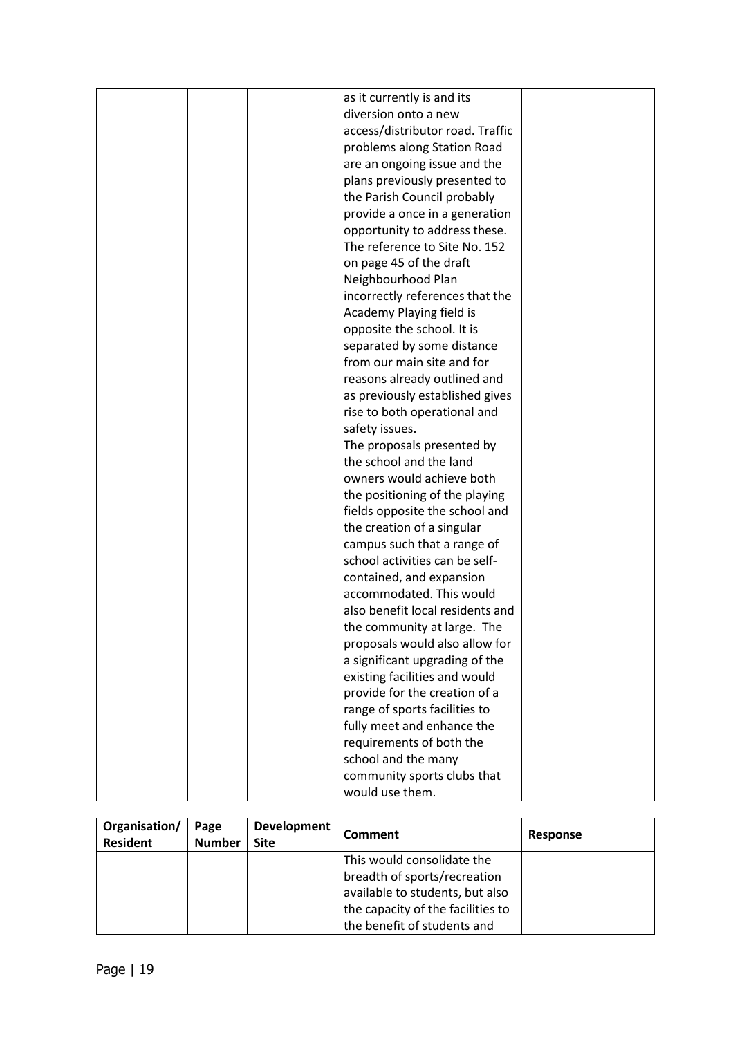| | | | as it currently is and its diversion onto a new access/distributor road. Traffic problems along Station Road are an ongoing issue and the plans previously presented to the Parish Council probably provide a once in a generation opportunity to address these. The reference to Site No. 152 on page 45 of the draft Neighbourhood Plan incorrectly references that the Academy Playing field is opposite the school. It is separated by some distance from our main site and for reasons already outlined and as previously established gives rise to both operational and safety issues.<br>The proposals presented by the school and the land owners would achieve both the positioning of the playing fields opposite the school and the creation of a singular campus such that a range of school activities can be self-contained, and expansion accommodated. This would also benefit local residents and the community at large. The proposals would also allow for a significant upgrading of the existing facilities and would provide for the creation of a range of sports facilities to fully meet and enhance the requirements of both the school and the many community sports clubs that would use them. | |
|---|---|---|---|---|

| Organisation/ Resident | Page Number | Development Site | Comment | Response |
|---|---|---|---|---|
| | | | This would consolidate the breadth of sports/recreation available to students, but also the capacity of the facilities to the benefit of students and | |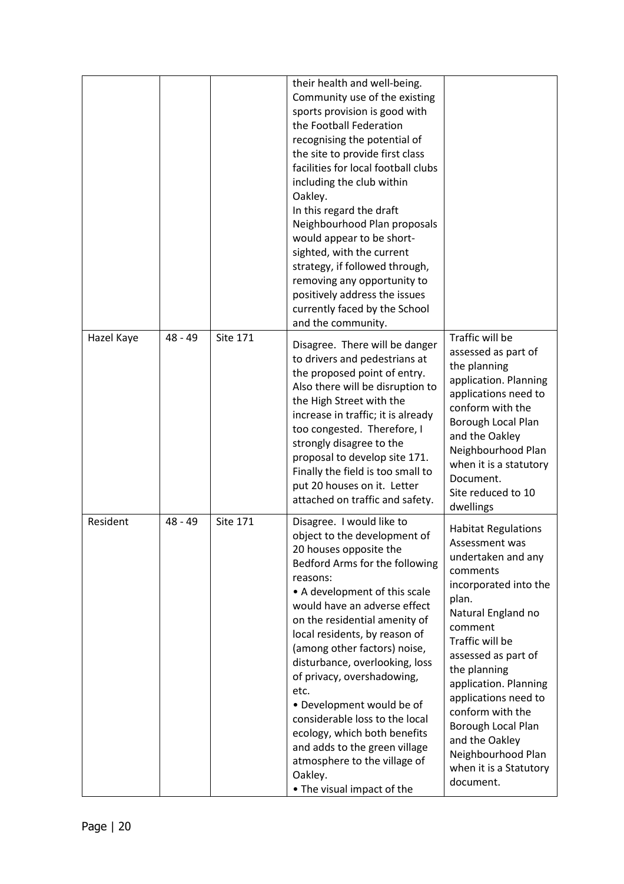| | | | | |
|---|---|---|---|---|
| | | | their health and well-being. Community use of the existing sports provision is good with the Football Federation recognising the potential of the site to provide first class facilities for local football clubs including the club within Oakley.<br>In this regard the draft Neighbourhood Plan proposals would appear to be short-sighted, with the current strategy, if followed through, removing any opportunity to positively address the issues currently faced by the School and the community. | |
| Hazel Kaye | 48 - 49 | Site 171 | Disagree. There will be danger to drivers and pedestrians at the proposed point of entry. Also there will be disruption to the High Street with the increase in traffic; it is already too congested. Therefore, I strongly disagree to the proposal to develop site 171. Finally the field is too small to put 20 houses on it. Letter attached on traffic and safety. | Traffic will be assessed as part of the planning application. Planning applications need to conform with the Borough Local Plan and the Oakley Neighbourhood Plan when it is a statutory Document.<br>Site reduced to 10 dwellings |
| Resident | 48 - 49 | Site 171 | Disagree. I would like to object to the development of 20 houses opposite the Bedford Arms for the following reasons:<br>• A development of this scale would have an adverse effect on the residential amenity of local residents, by reason of (among other factors) noise, disturbance, overlooking, loss of privacy, overshadowing, etc.<br>• Development would be of considerable loss to the local ecology, which both benefits and adds to the green village atmosphere to the village of Oakley.<br>• The visual impact of the | Habitat Regulations Assessment was undertaken and any comments incorporated into the plan.<br>Natural England no comment<br>Traffic will be assessed as part of the planning application. Planning applications need to conform with the Borough Local Plan and the Oakley Neighbourhood Plan when it is a Statutory document. |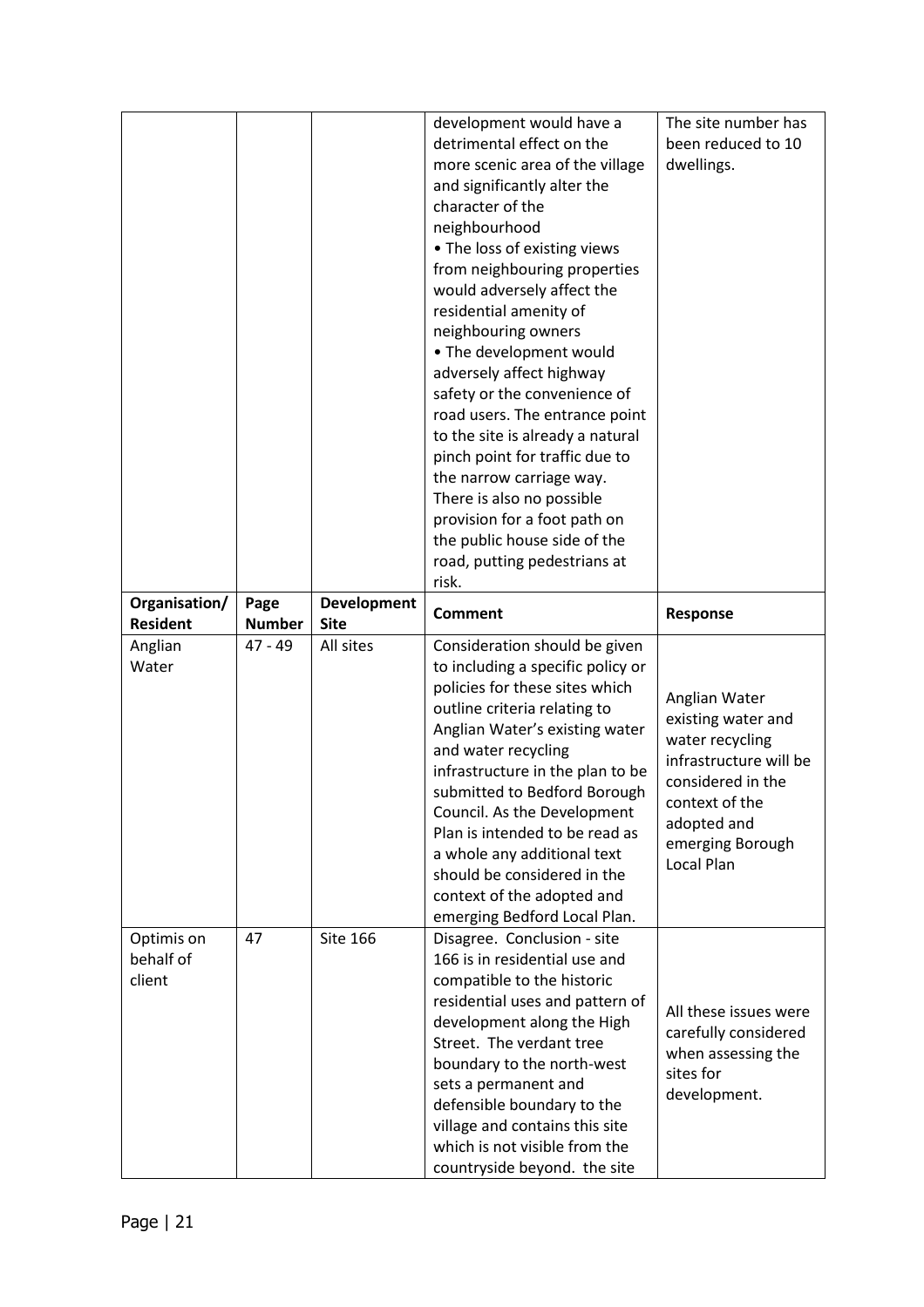| | | | development would have a detrimental effect on the more scenic area of the village and significantly alter the character of the neighbourhood<br>• The loss of existing views from neighbouring properties would adversely affect the residential amenity of neighbouring owners<br>• The development would adversely affect highway safety or the convenience of road users. The entrance point to the site is already a natural pinch point for traffic due to the narrow carriage way. There is also no possible provision for a foot path on the public house side of the road, putting pedestrians at risk. | The site number has been reduced to 10 dwellings. |
|---|---|---|---|---|
| **Organisation/ Resident** | **Page Number** | **Development Site** | **Comment** | **Response** |
| Anglian Water | 47 - 49 | All sites | Consideration should be given to including a specific policy or policies for these sites which outline criteria relating to Anglian Water's existing water and water recycling infrastructure in the plan to be submitted to Bedford Borough Council. As the Development Plan is intended to be read as a whole any additional text should be considered in the context of the adopted and emerging Bedford Local Plan. | Anglian Water existing water and water recycling infrastructure will be considered in the context of the adopted and emerging Borough Local Plan |
| Optimis on behalf of client | 47 | Site 166 | Disagree. Conclusion - site 166 is in residential use and compatible to the historic residential uses and pattern of development along the High Street. The verdant tree boundary to the north-west sets a permanent and defensible boundary to the village and contains this site which is not visible from the countryside beyond. the site | All these issues were carefully considered when assessing the sites for development. |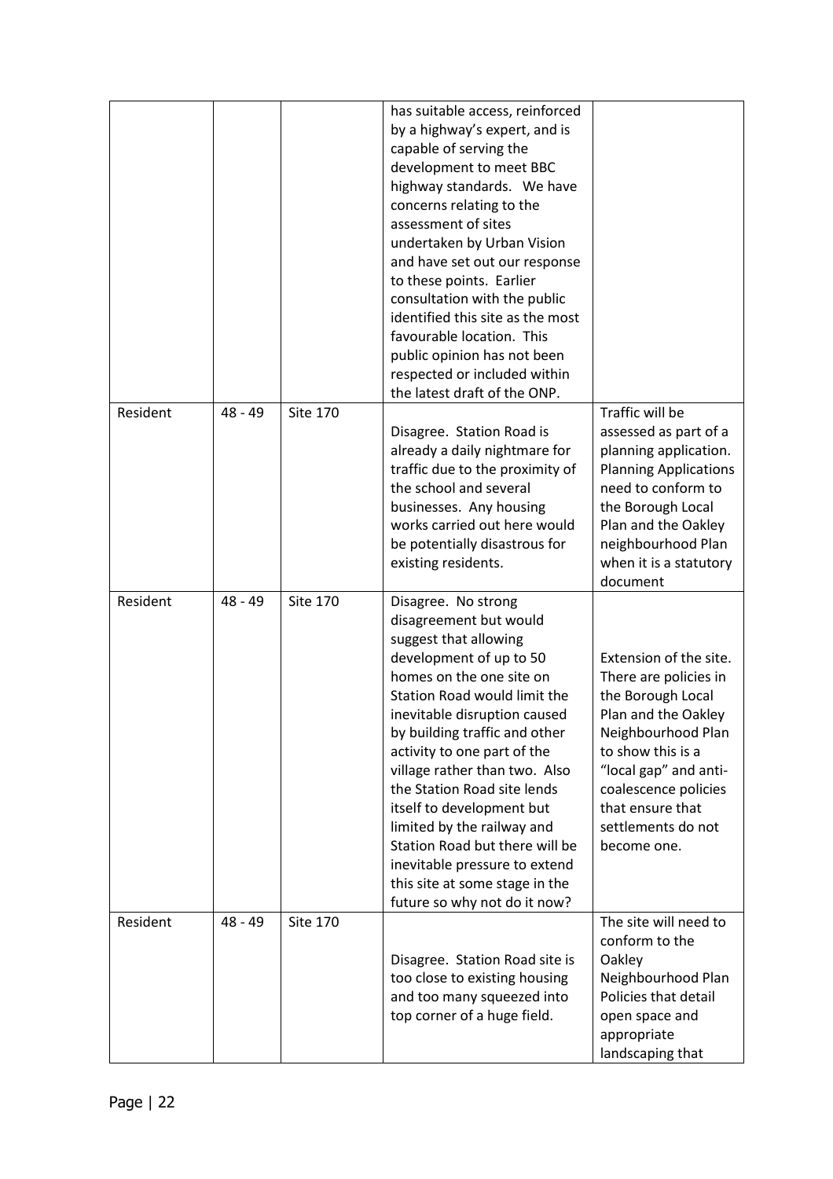| | | | | |
|---|---|---|---|---|
| | | | has suitable access, reinforced by a highway's expert, and is capable of serving the development to meet BBC highway standards. We have concerns relating to the assessment of sites undertaken by Urban Vision and have set out our response to these points. Earlier consultation with the public identified this site as the most favourable location. This public opinion has not been respected or included within the latest draft of the ONP. | |
| Resident | 48 - 49 | Site 170 | Disagree. Station Road is already a daily nightmare for traffic due to the proximity of the school and several businesses. Any housing works carried out here would be potentially disastrous for existing residents. | Traffic will be assessed as part of a planning application. Planning Applications need to conform to the Borough Local Plan and the Oakley neighbourhood Plan when it is a statutory document |
| Resident | 48 - 49 | Site 170 | Disagree. No strong disagreement but would suggest that allowing development of up to 50 homes on the one site on Station Road would limit the inevitable disruption caused by building traffic and other activity to one part of the village rather than two. Also the Station Road site lends itself to development but limited by the railway and Station Road but there will be inevitable pressure to extend this site at some stage in the future so why not do it now? | Extension of the site. There are policies in the Borough Local Plan and the Oakley Neighbourhood Plan to show this is a "local gap" and anti-coalescence policies that ensure that settlements do not become one. |
| Resident | 48 - 49 | Site 170 | Disagree. Station Road site is too close to existing housing and too many squeezed into top corner of a huge field. | The site will need to conform to the Oakley Neighbourhood Plan Policies that detail open space and appropriate landscaping that |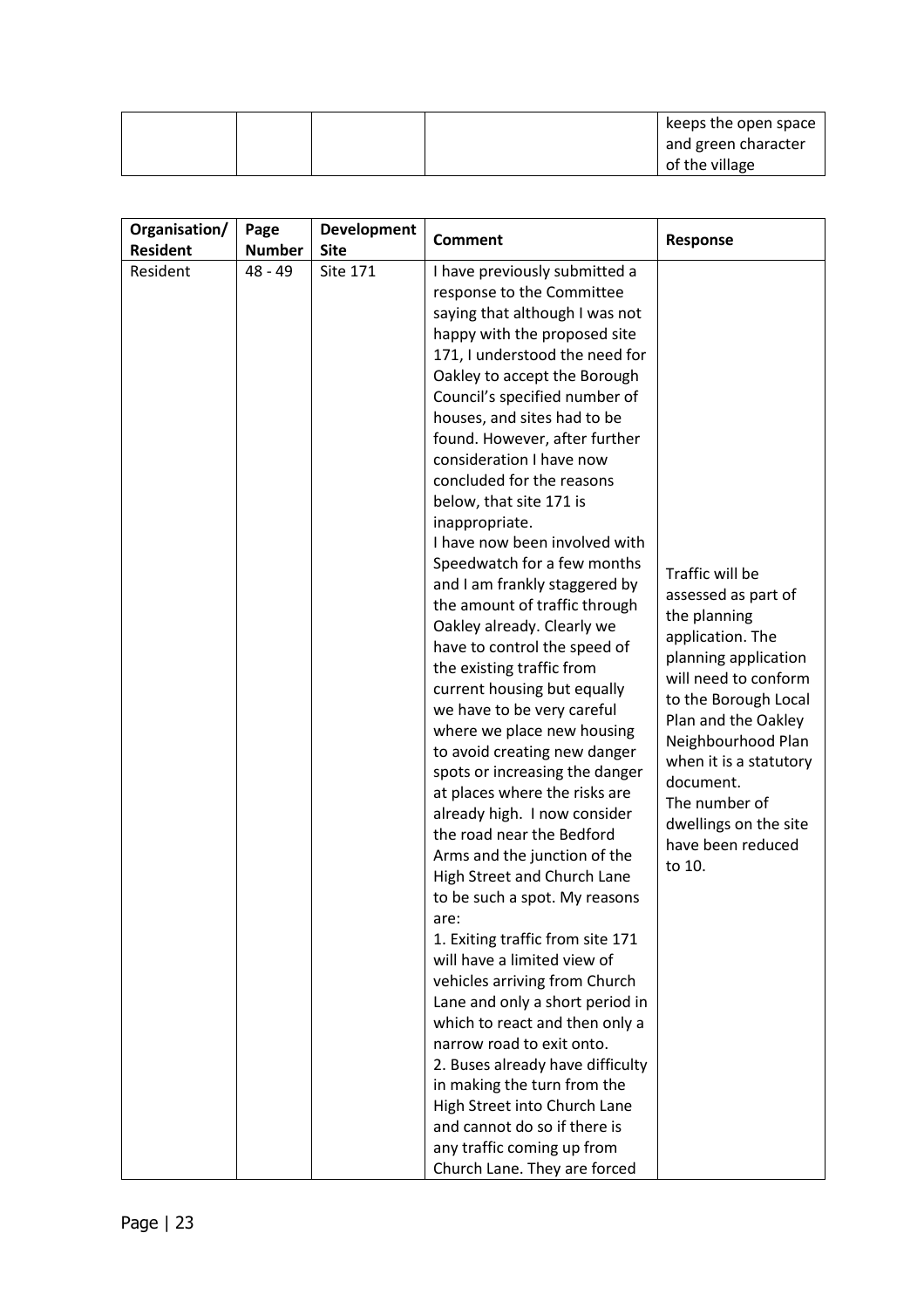|  |  |  |  | keeps the open space and green character of the village |
|---|---|---|---|---|

| Organisation/ Resident | Page Number | Development Site | Comment | Response |
|---|---|---|---|---|
| Resident | 48 - 49 | Site 171 | I have previously submitted a response to the Committee saying that although I was not happy with the proposed site 171, I understood the need for Oakley to accept the Borough Council's specified number of houses, and sites had to be found. However, after further consideration I have now concluded for the reasons below, that site 171 is inappropriate.<br>I have now been involved with Speedwatch for a few months and I am frankly staggered by the amount of traffic through Oakley already. Clearly we have to control the speed of the existing traffic from current housing but equally we have to be very careful where we place new housing to avoid creating new danger spots or increasing the danger at places where the risks are already high. I now consider the road near the Bedford Arms and the junction of the High Street and Church Lane to be such a spot. My reasons are:<br>1. Exiting traffic from site 171 will have a limited view of vehicles arriving from Church Lane and only a short period in which to react and then only a narrow road to exit onto.<br>2. Buses already have difficulty in making the turn from the High Street into Church Lane and cannot do so if there is any traffic coming up from Church Lane. They are forced | Traffic will be assessed as part of the planning application. The planning application will need to conform to the Borough Local Plan and the Oakley Neighbourhood Plan when it is a statutory document.<br>The number of dwellings on the site have been reduced to 10. |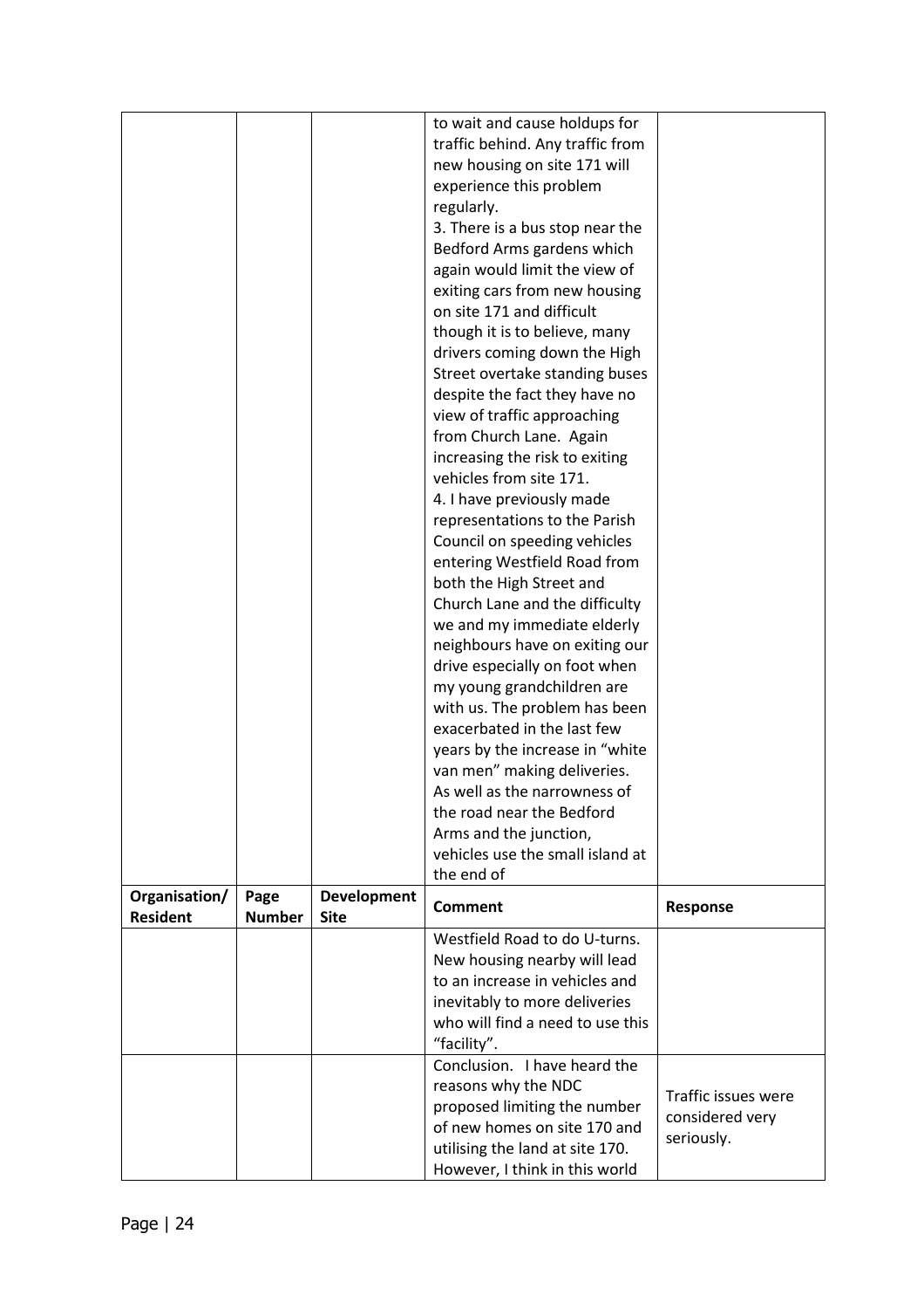| | | | | |
|---|---|---|---|---|
| | | | to wait and cause holdups for traffic behind. Any traffic from new housing on site 171 will experience this problem regularly.<br>3. There is a bus stop near the Bedford Arms gardens which again would limit the view of exiting cars from new housing on site 171 and difficult though it is to believe, many drivers coming down the High Street overtake standing buses despite the fact they have no view of traffic approaching from Church Lane. Again increasing the risk to exiting vehicles from site 171.<br>4. I have previously made representations to the Parish Council on speeding vehicles entering Westfield Road from both the High Street and Church Lane and the difficulty we and my immediate elderly neighbours have on exiting our drive especially on foot when my young grandchildren are with us. The problem has been exacerbated in the last few years by the increase in "white van men" making deliveries. As well as the narrowness of the road near the Bedford Arms and the junction, vehicles use the small island at the end of | |
| **Organisation/ Resident** | **Page Number** | **Development Site** | **Comment** | **Response** |
| | | | Westfield Road to do U-turns. New housing nearby will lead to an increase in vehicles and inevitably to more deliveries who will find a need to use this "facility". | |
| | | | Conclusion. I have heard the reasons why the NDC proposed limiting the number of new homes on site 170 and utilising the land at site 170. However, I think in this world | Traffic issues were considered very seriously. |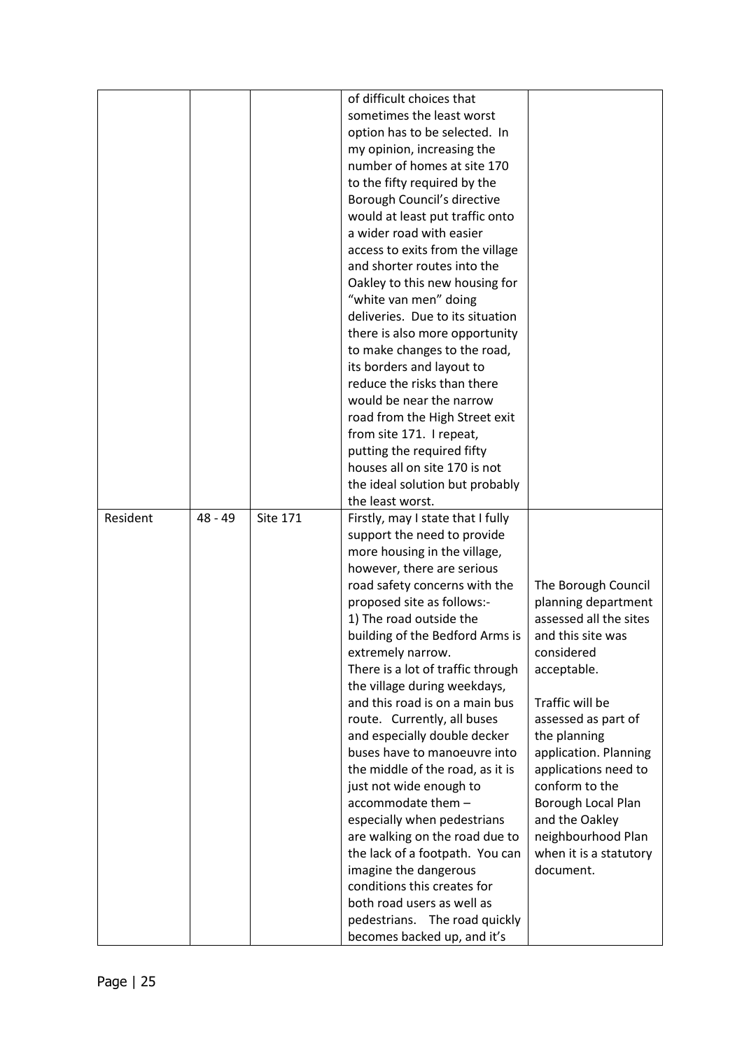| | | | | |
|---|---|---|---|---|
| | | | of difficult choices that sometimes the least worst option has to be selected. In my opinion, increasing the number of homes at site 170 to the fifty required by the Borough Council's directive would at least put traffic onto a wider road with easier access to exits from the village and shorter routes into the Oakley to this new housing for "white van men" doing deliveries. Due to its situation there is also more opportunity to make changes to the road, its borders and layout to reduce the risks than there would be near the narrow road from the High Street exit from site 171. I repeat, putting the required fifty houses all on site 170 is not the ideal solution but probably the least worst. | |
| Resident | 48 - 49 | Site 171 | Firstly, may I state that I fully support the need to provide more housing in the village, however, there are serious road safety concerns with the proposed site as follows:-<br>1) The road outside the building of the Bedford Arms is extremely narrow.<br>There is a lot of traffic through the village during weekdays, and this road is on a main bus route. Currently, all buses and especially double decker buses have to manoeuvre into the middle of the road, as it is just not wide enough to accommodate them – especially when pedestrians are walking on the road due to the lack of a footpath. You can imagine the dangerous conditions this creates for both road users as well as pedestrians. The road quickly becomes backed up, and it's | The Borough Council planning department assessed all the sites and this site was considered acceptable.<br><br>Traffic will be assessed as part of the planning application. Planning applications need to conform to the Borough Local Plan and the Oakley neighbourhood Plan when it is a statutory document. |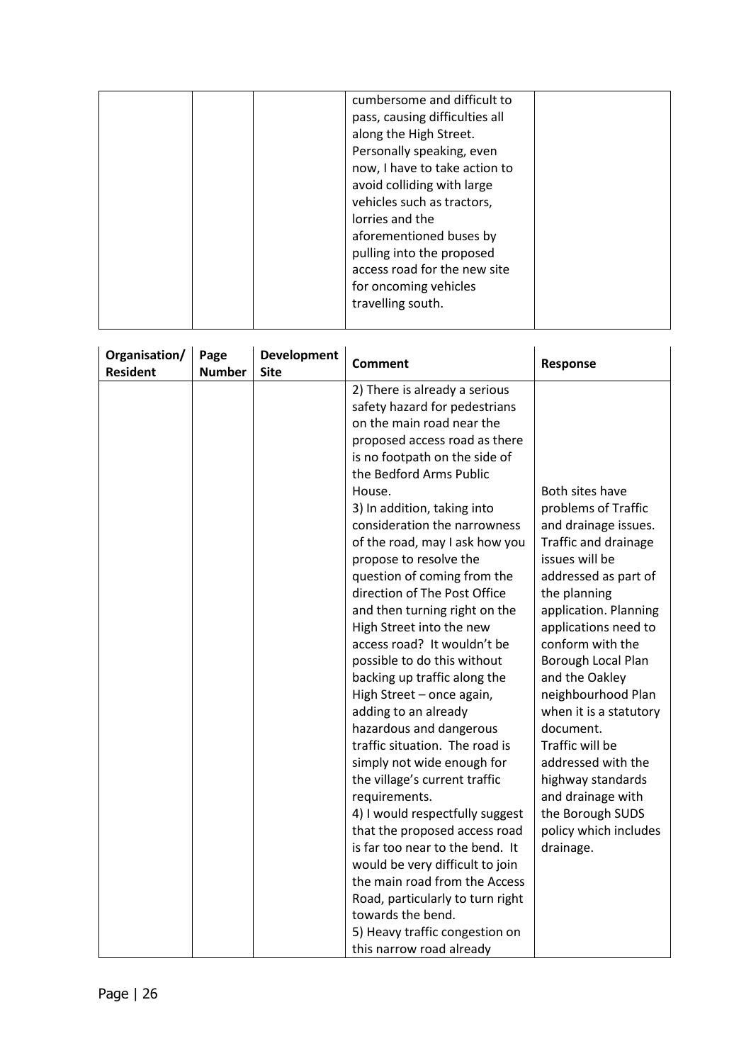| | | | cumbersome and difficult to pass, causing difficulties all along the High Street. Personally speaking, even now, I have to take action to avoid colliding with large vehicles such as tractors, lorries and the aforementioned buses by pulling into the proposed access road for the new site for oncoming vehicles travelling south. | |
|---|---|---|---|---|

| Organisation/ Resident | Page Number | Development Site | Comment | Response |
|---|---|---|---|---|
| | | | 2) There is already a serious safety hazard for pedestrians on the main road near the proposed access road as there is no footpath on the side of the Bedford Arms Public House.<br>3) In addition, taking into consideration the narrowness of the road, may I ask how you propose to resolve the question of coming from the direction of The Post Office and then turning right on the High Street into the new access road? It wouldn't be possible to do this without backing up traffic along the High Street – once again, adding to an already hazardous and dangerous traffic situation. The road is simply not wide enough for the village's current traffic requirements.<br>4) I would respectfully suggest that the proposed access road is far too near to the bend. It would be very difficult to join the main road from the Access Road, particularly to turn right towards the bend.<br>5) Heavy traffic congestion on this narrow road already | Both sites have problems of Traffic and drainage issues. Traffic and drainage issues will be addressed as part of the planning application. Planning applications need to conform with the Borough Local Plan and the Oakley neighbourhood Plan when it is a statutory document.<br>Traffic will be addressed with the highway standards and drainage with the Borough SUDS policy which includes drainage. |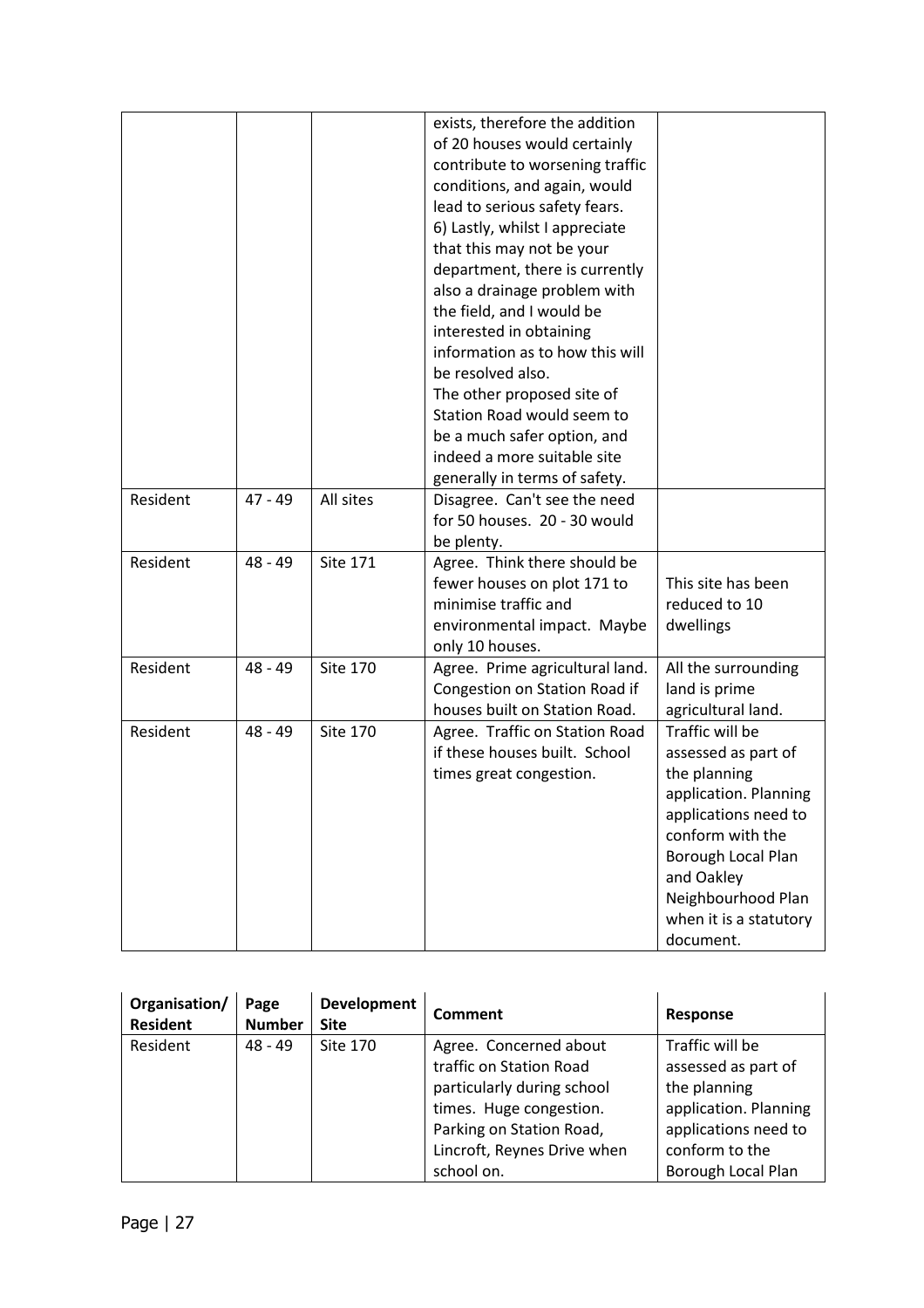| Organisation/ Resident | Page Number | Development Site | Comment | Response |
|---|---|---|---|---|
| | | | exists, therefore the addition of 20 houses would certainly contribute to worsening traffic conditions, and again, would lead to serious safety fears. 6) Lastly, whilst I appreciate that this may not be your department, there is currently also a drainage problem with the field, and I would be interested in obtaining information as to how this will be resolved also. The other proposed site of Station Road would seem to be a much safer option, and indeed a more suitable site generally in terms of safety. | |
| Resident | 47 - 49 | All sites | Disagree. Can't see the need for 50 houses. 20 - 30 would be plenty. | |
| Resident | 48 - 49 | Site 171 | Agree. Think there should be fewer houses on plot 171 to minimise traffic and environmental impact. Maybe only 10 houses. | This site has been reduced to 10 dwellings |
| Resident | 48 - 49 | Site 170 | Agree. Prime agricultural land. Congestion on Station Road if houses built on Station Road. | All the surrounding land is prime agricultural land. |
| Resident | 48 - 49 | Site 170 | Agree. Traffic on Station Road if these houses built. School times great congestion. | Traffic will be assessed as part of the planning application. Planning applications need to conform with the Borough Local Plan and Oakley Neighbourhood Plan when it is a statutory document. |
| Resident | 48 - 49 | Site 170 | Agree. Concerned about traffic on Station Road particularly during school times. Huge congestion. Parking on Station Road, Lincroft, Reynes Drive when school on. | Traffic will be assessed as part of the planning application. Planning applications need to conform to the Borough Local Plan |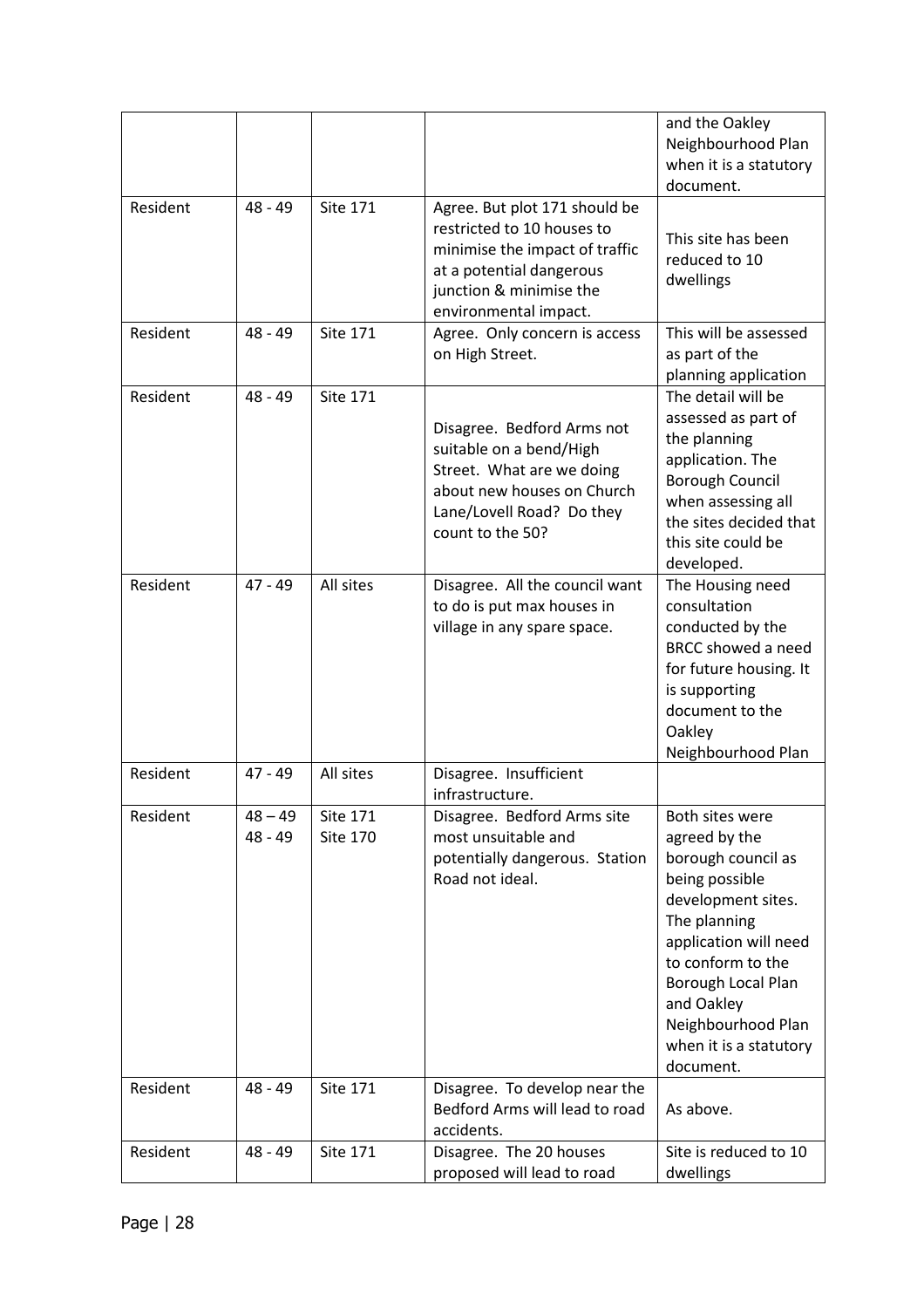|  |  |  |  | and the Oakley Neighbourhood Plan when it is a statutory document. |
|---|---|---|---|---|
| Resident | 48 - 49 | Site 171 | Agree. But plot 171 should be restricted to 10 houses to minimise the impact of traffic at a potential dangerous junction & minimise the environmental impact. | This site has been reduced to 10 dwellings |
| Resident | 48 - 49 | Site 171 | Agree. Only concern is access on High Street. | This will be assessed as part of the planning application |
| Resident | 48 - 49 | Site 171 | Disagree. Bedford Arms not suitable on a bend/High Street. What are we doing about new houses on Church Lane/Lovell Road? Do they count to the 50? | The detail will be assessed as part of the planning application. The Borough Council when assessing all the sites decided that this site could be developed. |
| Resident | 47 - 49 | All sites | Disagree. All the council want to do is put max houses in village in any spare space. | The Housing need consultation conducted by the BRCC showed a need for future housing. It is supporting document to the Oakley Neighbourhood Plan |
| Resident | 47 - 49 | All sites | Disagree. Insufficient infrastructure. |  |
| Resident | 48 – 49<br>48 - 49 | Site 171<br>Site 170 | Disagree. Bedford Arms site most unsuitable and potentially dangerous. Station Road not ideal. | Both sites were agreed by the borough council as being possible development sites. The planning application will need to conform to the Borough Local Plan and Oakley Neighbourhood Plan when it is a statutory document. |
| Resident | 48 - 49 | Site 171 | Disagree. To develop near the Bedford Arms will lead to road accidents. | As above. |
| Resident | 48 - 49 | Site 171 | Disagree. The 20 houses proposed will lead to road | Site is reduced to 10 dwellings |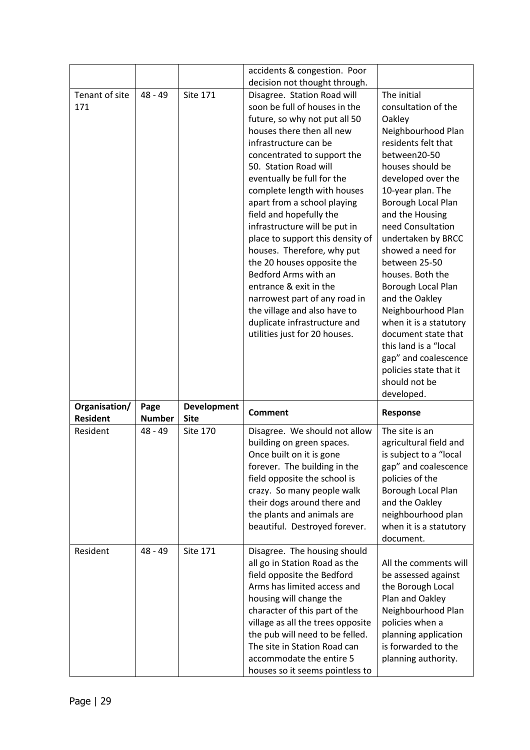| | | | accidents & congestion. Poor decision not thought through. | |
|---|---|---|---|---|
| Tenant of site 171 | 48 - 49 | Site 171 | Disagree. Station Road will soon be full of houses in the future, so why not put all 50 houses there then all new infrastructure can be concentrated to support the 50. Station Road will eventually be full for the complete length with houses apart from a school playing field and hopefully the infrastructure will be put in place to support this density of houses. Therefore, why put the 20 houses opposite the Bedford Arms with an entrance & exit in the narrowest part of any road in the village and also have to duplicate infrastructure and utilities just for 20 houses. | The initial consultation of the Oakley Neighbourhood Plan residents felt that between20-50 houses should be developed over the 10-year plan. The Borough Local Plan and the Housing need Consultation undertaken by BRCC showed a need for between 25-50 houses. Both the Borough Local Plan and the Oakley Neighbourhood Plan when it is a statutory document state that this land is a "local gap" and coalescence policies state that it should not be developed. |
| **Organisation/ Resident** | **Page Number** | **Development Site** | **Comment** | **Response** |
| Resident | 48 - 49 | Site 170 | Disagree. We should not allow building on green spaces. Once built on it is gone forever. The building in the field opposite the school is crazy. So many people walk their dogs around there and the plants and animals are beautiful. Destroyed forever. | The site is an agricultural field and is subject to a "local gap" and coalescence policies of the Borough Local Plan and the Oakley neighbourhood plan when it is a statutory document. |
| Resident | 48 - 49 | Site 171 | Disagree. The housing should all go in Station Road as the field opposite the Bedford Arms has limited access and housing will change the character of this part of the village as all the trees opposite the pub will need to be felled. The site in Station Road can accommodate the entire 5 houses so it seems pointless to | All the comments will be assessed against the Borough Local Plan and Oakley Neighbourhood Plan policies when a planning application is forwarded to the planning authority. |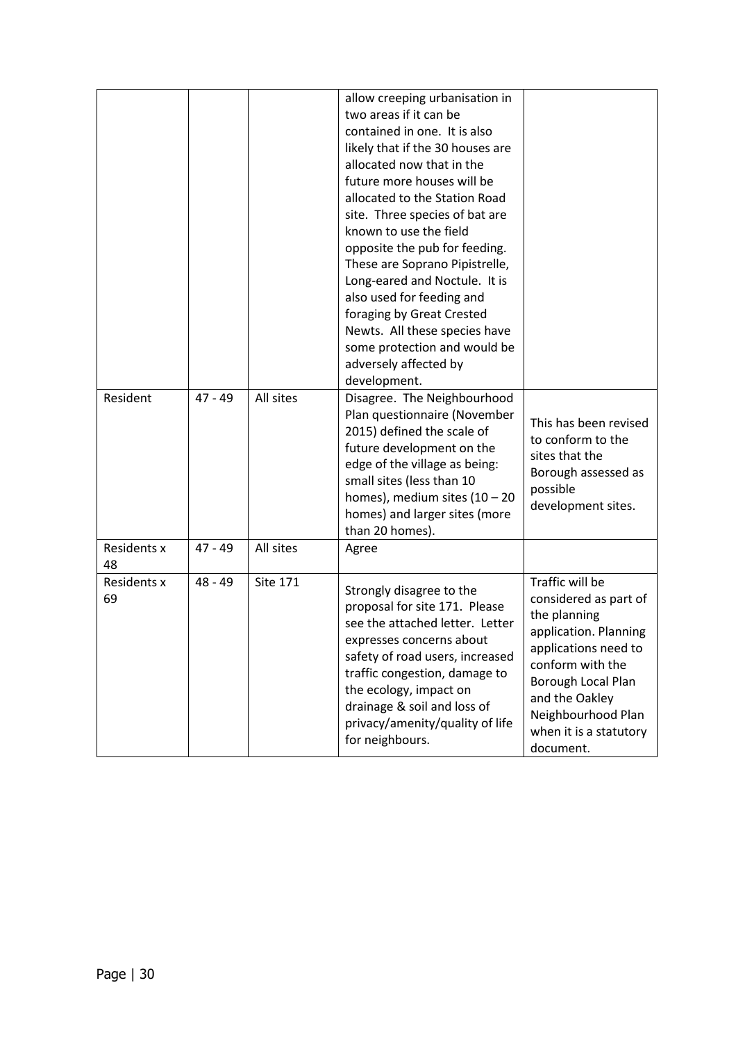| | | | | |
|---|---|---|---|---|
| | | | allow creeping urbanisation in two areas if it can be contained in one. It is also likely that if the 30 houses are allocated now that in the future more houses will be allocated to the Station Road site. Three species of bat are known to use the field opposite the pub for feeding. These are Soprano Pipistrelle, Long-eared and Noctule. It is also used for feeding and foraging by Great Crested Newts. All these species have some protection and would be adversely affected by development. | |
| Resident | 47 - 49 | All sites | Disagree. The Neighbourhood Plan questionnaire (November 2015) defined the scale of future development on the edge of the village as being: small sites (less than 10 homes), medium sites (10 – 20 homes) and larger sites (more than 20 homes). | This has been revised to conform to the sites that the Borough assessed as possible development sites. |
| Residents x 48 | 47 - 49 | All sites | Agree | |
| Residents x 69 | 48 - 49 | Site 171 | Strongly disagree to the proposal for site 171. Please see the attached letter. Letter expresses concerns about safety of road users, increased traffic congestion, damage to the ecology, impact on drainage & soil and loss of privacy/amenity/quality of life for neighbours. | Traffic will be considered as part of the planning application. Planning applications need to conform with the Borough Local Plan and the Oakley Neighbourhood Plan when it is a statutory document. |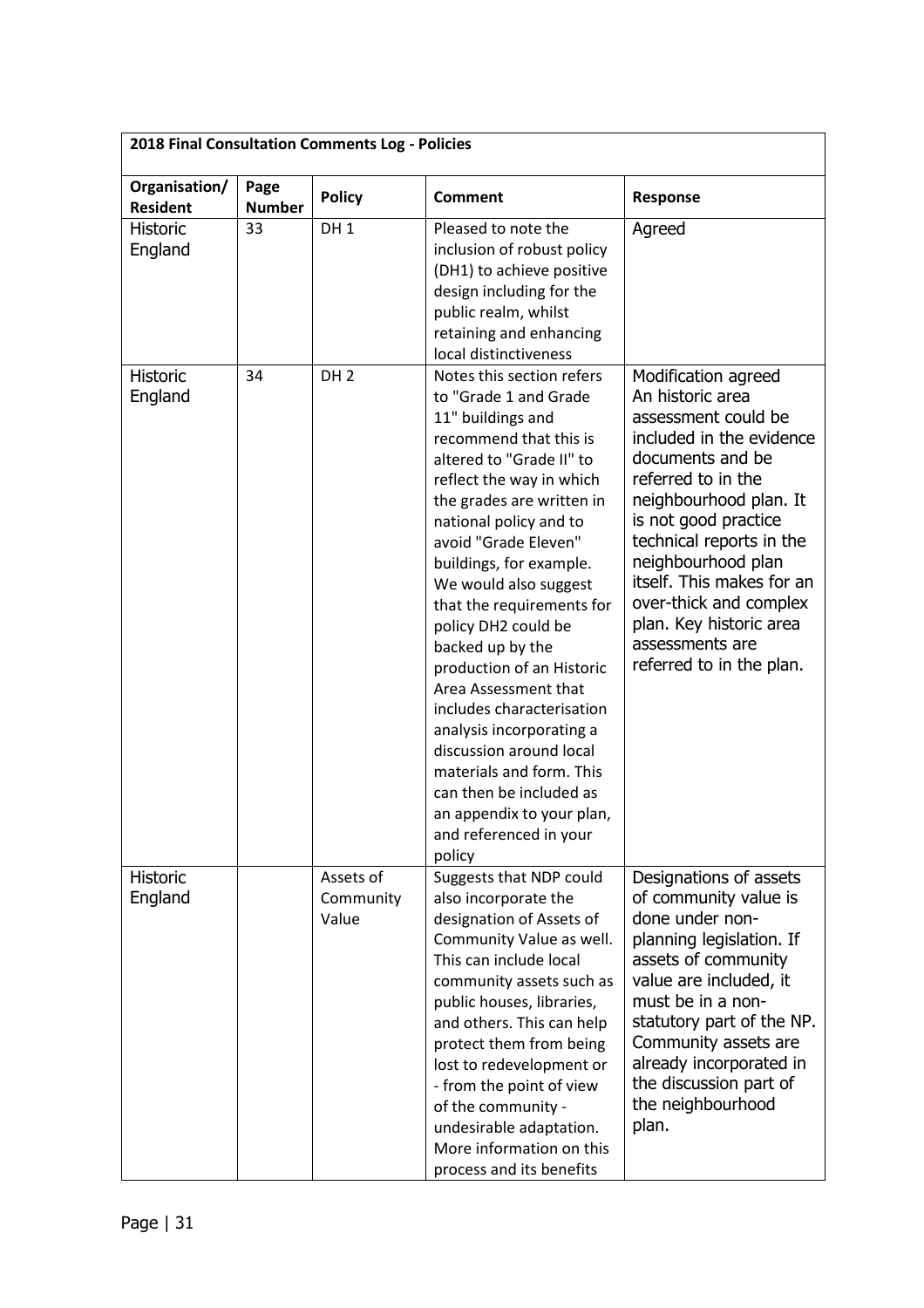| 2018 Final Consultation Comments Log - Policies | | | | |
|---|---|---|---|---|
| **Organisation/ Resident** | **Page Number** | **Policy** | **Comment** | **Response** |
| Historic England | 33 | DH 1 | Pleased to note the inclusion of robust policy (DH1) to achieve positive design including for the public realm, whilst retaining and enhancing local distinctiveness | Agreed |
| Historic England | 34 | DH 2 | Notes this section refers to "Grade 1 and Grade 11" buildings and recommend that this is altered to "Grade II" to reflect the way in which the grades are written in national policy and to avoid "Grade Eleven" buildings, for example. We would also suggest that the requirements for policy DH2 could be backed up by the production of an Historic Area Assessment that includes characterisation analysis incorporating a discussion around local materials and form. This can then be included as an appendix to your plan, and referenced in your policy | Modification agreed An historic area assessment could be included in the evidence documents and be referred to in the neighbourhood plan. It is not good practice technical reports in the neighbourhood plan itself. This makes for an over-thick and complex plan. Key historic area assessments are referred to in the plan. |
| Historic England | | Assets of Community Value | Suggests that NDP could also incorporate the designation of Assets of Community Value as well. This can include local community assets such as public houses, libraries, and others. This can help protect them from being lost to redevelopment or - from the point of view of the community - undesirable adaptation. More information on this process and its benefits | Designations of assets of community value is done under non-planning legislation. If assets of community value are included, it must be in a non-statutory part of the NP. Community assets are already incorporated in the discussion part of the neighbourhood plan. |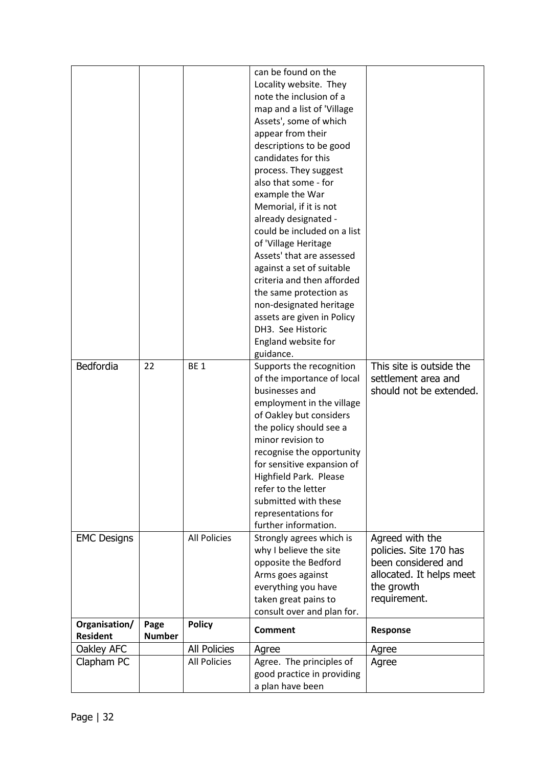| | | | | |
|---|---|---|---|---|
| | | | can be found on the Locality website. They note the inclusion of a map and a list of 'Village Assets', some of which appear from their descriptions to be good candidates for this process. They suggest also that some - for example the War Memorial, if it is not already designated - could be included on a list of 'Village Heritage Assets' that are assessed against a set of suitable criteria and then afforded the same protection as non-designated heritage assets are given in Policy DH3. See Historic England website for guidance. | |
| Bedfordia | 22 | BE 1 | Supports the recognition of the importance of local businesses and employment in the village of Oakley but considers the policy should see a minor revision to recognise the opportunity for sensitive expansion of Highfield Park. Please refer to the letter submitted with these representations for further information. | This site is outside the settlement area and should not be extended. |
| EMC Designs | | All Policies | Strongly agrees which is why I believe the site opposite the Bedford Arms goes against everything you have taken great pains to consult over and plan for. | Agreed with the policies. Site 170 has been considered and allocated. It helps meet the growth requirement. |
| **Organisation/ Resident** | **Page Number** | **Policy** | **Comment** | **Response** |
| Oakley AFC | | All Policies | Agree | Agree |
| Clapham PC | | All Policies | Agree. The principles of good practice in providing a plan have been | Agree |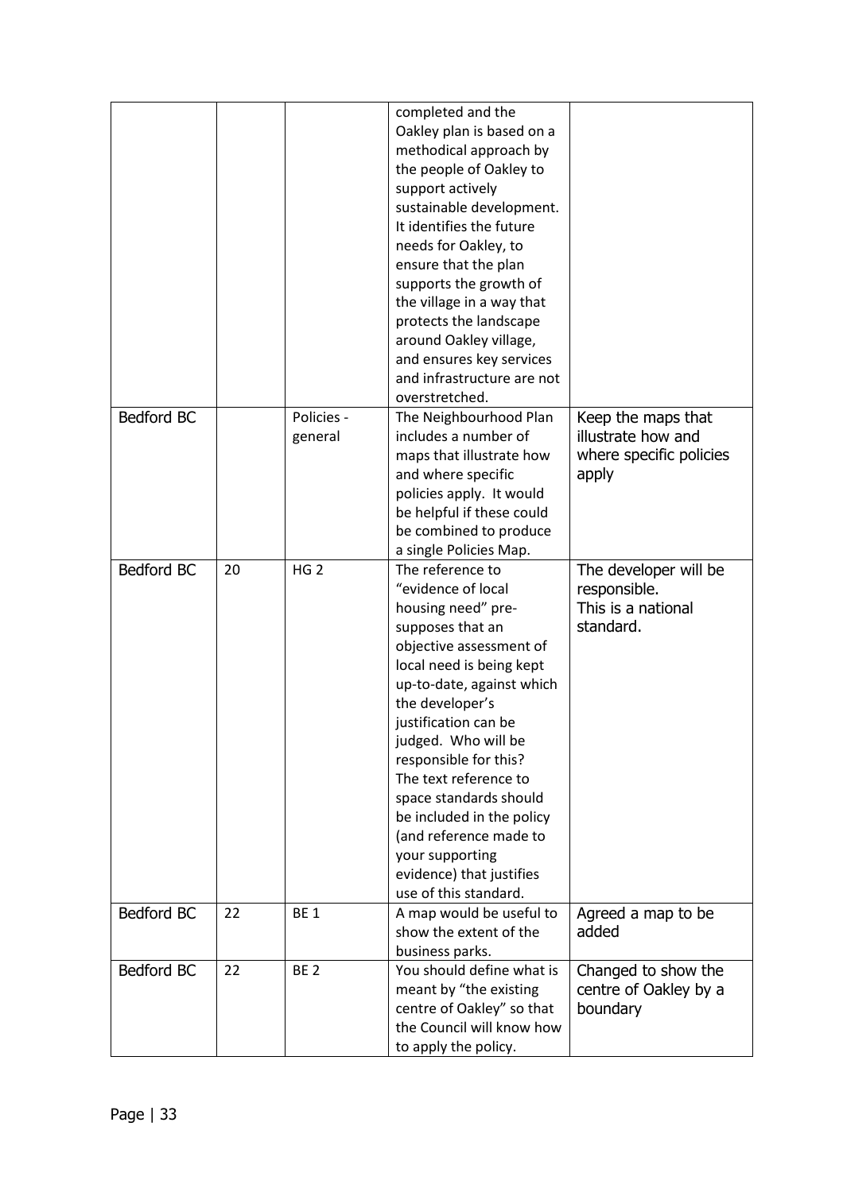| | | | completed and the Oakley plan is based on a methodical approach by the people of Oakley to support actively sustainable development. It identifies the future needs for Oakley, to ensure that the plan supports the growth of the village in a way that protects the landscape around Oakley village, and ensures key services and infrastructure are not overstretched. | |
|---|---|---|---|---|
| Bedford BC | | Policies - general | The Neighbourhood Plan includes a number of maps that illustrate how and where specific policies apply. It would be helpful if these could be combined to produce a single Policies Map. | Keep the maps that illustrate how and where specific policies apply |
| Bedford BC | 20 | HG 2 | The reference to "evidence of local housing need" pre-supposes that an objective assessment of local need is being kept up-to-date, against which the developer's justification can be judged. Who will be responsible for this? The text reference to space standards should be included in the policy (and reference made to your supporting evidence) that justifies use of this standard. | The developer will be responsible. This is a national standard. |
| Bedford BC | 22 | BE 1 | A map would be useful to show the extent of the business parks. | Agreed a map to be added |
| Bedford BC | 22 | BE 2 | You should define what is meant by "the existing centre of Oakley" so that the Council will know how to apply the policy. | Changed to show the centre of Oakley by a boundary |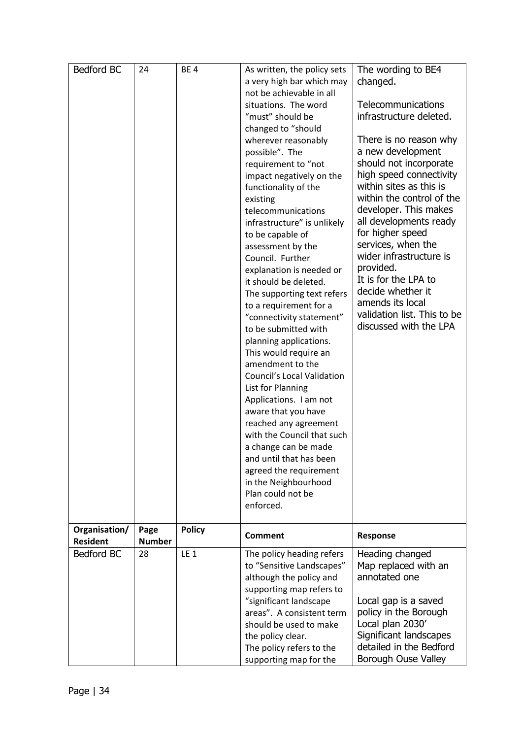| Bedford BC | 24 | BE 4 | As written, the policy sets a very high bar which may not be achievable in all situations. The word "must" should be changed to "should wherever reasonably possible". The requirement to "not impact negatively on the functionality of the existing telecommunications infrastructure" is unlikely to be capable of assessment by the Council. Further explanation is needed or it should be deleted. The supporting text refers to a requirement for a "connectivity statement" to be submitted with planning applications. This would require an amendment to the Council's Local Validation List for Planning Applications. I am not aware that you have reached any agreement with the Council that such a change can be made and until that has been agreed the requirement in the Neighbourhood Plan could not be enforced. | The wording to BE4 changed.<br><br>Telecommunications infrastructure deleted.<br><br>There is no reason why a new development should not incorporate high speed connectivity within sites as this is within the control of the developer. This makes all developments ready for higher speed services, when the wider infrastructure is provided.<br>It is for the LPA to decide whether it amends its local validation list. This to be discussed with the LPA |
|---|---|---|---|---|
| **Organisation/ Resident** | **Page Number** | **Policy** | **Comment** | **Response** |
| Bedford BC | 28 | LE 1 | The policy heading refers to "Sensitive Landscapes" although the policy and supporting map refers to "significant landscape areas". A consistent term should be used to make the policy clear.<br>The policy refers to the supporting map for the | Heading changed<br>Map replaced with an annotated one<br><br>Local gap is a saved policy in the Borough Local plan 2030'<br>Significant landscapes detailed in the Bedford Borough Ouse Valley |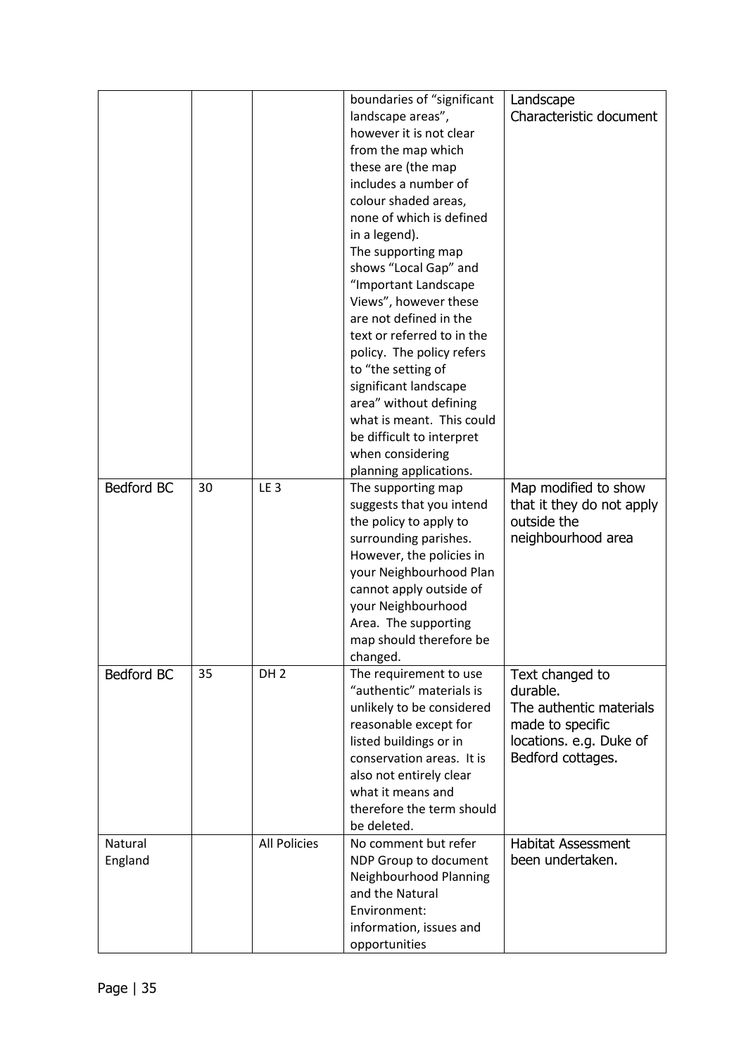| | | | | |
|---|---|---|---|---|
| | | | boundaries of "significant landscape areas", however it is not clear from the map which these are (the map includes a number of colour shaded areas, none of which is defined in a legend). The supporting map shows "Local Gap" and "Important Landscape Views", however these are not defined in the text or referred to in the policy. The policy refers to "the setting of significant landscape area" without defining what is meant. This could be difficult to interpret when considering planning applications. | Landscape Characteristic document |
| Bedford BC | 30 | LE 3 | The supporting map suggests that you intend the policy to apply to surrounding parishes. However, the policies in your Neighbourhood Plan cannot apply outside of your Neighbourhood Area. The supporting map should therefore be changed. | Map modified to show that it they do not apply outside the neighbourhood area |
| Bedford BC | 35 | DH 2 | The requirement to use "authentic" materials is unlikely to be considered reasonable except for listed buildings or in conservation areas. It is also not entirely clear what it means and therefore the term should be deleted. | Text changed to durable. The authentic materials made to specific locations. e.g. Duke of Bedford cottages. |
| Natural England | | All Policies | No comment but refer NDP Group to document Neighbourhood Planning and the Natural Environment: information, issues and opportunities | Habitat Assessment been undertaken. |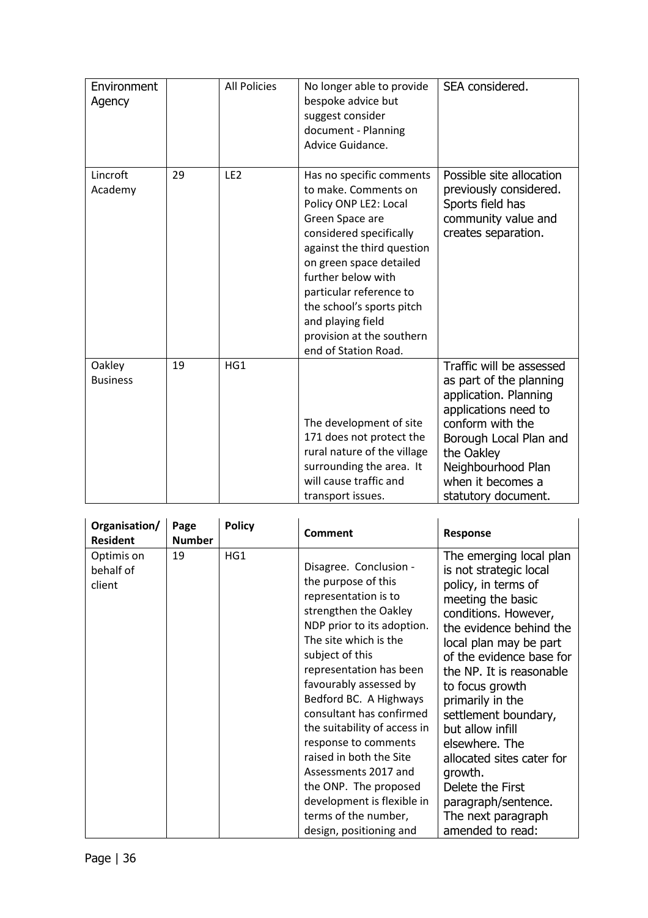| Organisation/ Resident | Page Number | Policy | Comment | Response |
|---|---|---|---|---|
| Environment Agency | | All Policies | No longer able to provide bespoke advice but suggest consider document - Planning Advice Guidance. | SEA considered. |
| Lincroft Academy | 29 | LE2 | Has no specific comments to make. Comments on Policy ONP LE2: Local Green Space are considered specifically against the third question on green space detailed further below with particular reference to the school's sports pitch and playing field provision at the southern end of Station Road. | Possible site allocation previously considered. Sports field has community value and creates separation. |
| Oakley Business | 19 | HG1 | The development of site 171 does not protect the rural nature of the village surrounding the area. It will cause traffic and transport issues. | Traffic will be assessed as part of the planning application. Planning applications need to conform with the Borough Local Plan and the Oakley Neighbourhood Plan when it becomes a statutory document. |
| Optimis on behalf of client | 19 | HG1 | Disagree. Conclusion - the purpose of this representation is to strengthen the Oakley NDP prior to its adoption. The site which is the subject of this representation has been favourably assessed by Bedford BC. A Highways consultant has confirmed the suitability of access in response to comments raised in both the Site Assessments 2017 and the ONP. The proposed development is flexible in terms of the number, design, positioning and | The emerging local plan is not strategic local policy, in terms of meeting the basic conditions. However, the evidence behind the local plan may be part of the evidence base for the NP. It is reasonable to focus growth primarily in the settlement boundary, but allow infill elsewhere. The allocated sites cater for growth.<br>Delete the First paragraph/sentence.<br>The next paragraph amended to read: |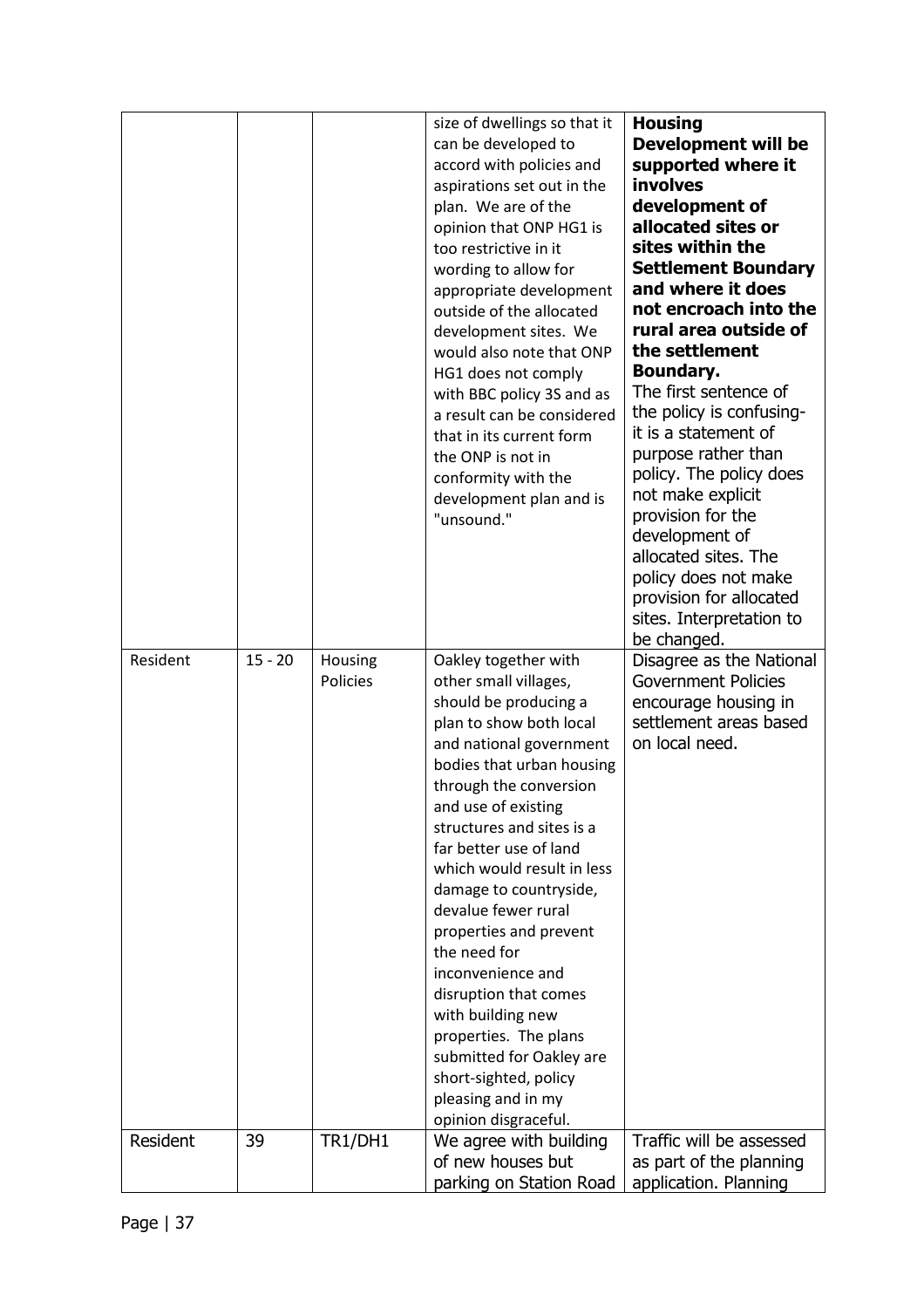| | | | | |
|---|---|---|---|---|
| | | | size of dwellings so that it can be developed to accord with policies and aspirations set out in the plan. We are of the opinion that ONP HG1 is too restrictive in it wording to allow for appropriate development outside of the allocated development sites. We would also note that ONP HG1 does not comply with BBC policy 3S and as a result can be considered that in its current form the ONP is not in conformity with the development plan and is "unsound." | **Housing Development will be supported where it involves development of allocated sites or sites within the Settlement Boundary and where it does not encroach into the rural area outside of the settlement Boundary.** The first sentence of the policy is confusing- it is a statement of purpose rather than policy. The policy does not make explicit provision for the development of allocated sites. The policy does not make provision for allocated sites. Interpretation to be changed. |
| Resident | 15 - 20 | Housing Policies | Oakley together with other small villages, should be producing a plan to show both local and national government bodies that urban housing through the conversion and use of existing structures and sites is a far better use of land which would result in less damage to countryside, devalue fewer rural properties and prevent the need for inconvenience and disruption that comes with building new properties. The plans submitted for Oakley are short-sighted, policy pleasing and in my opinion disgraceful. | Disagree as the National Government Policies encourage housing in settlement areas based on local need. |
| Resident | 39 | TR1/DH1 | We agree with building of new houses but parking on Station Road | Traffic will be assessed as part of the planning application. Planning |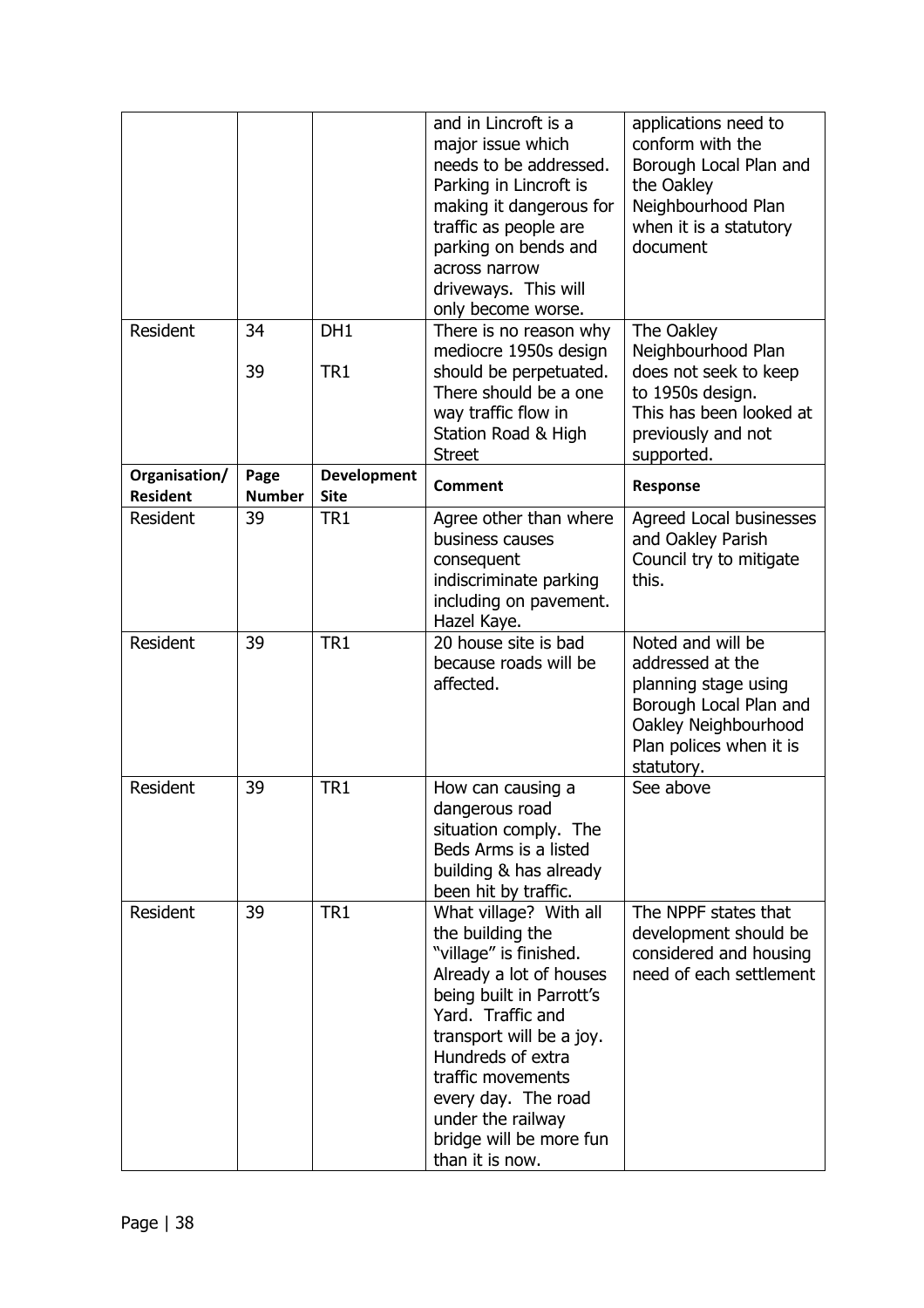| | | | and in Lincroft is a major issue which needs to be addressed. Parking in Lincroft is making it dangerous for traffic as people are parking on bends and across narrow driveways. This will only become worse. | applications need to conform with the Borough Local Plan and the Oakley Neighbourhood Plan when it is a statutory document |
|---|---|---|---|---|
| Resident | 34<br><br>39 | DH1<br><br>TR1 | There is no reason why mediocre 1950s design should be perpetuated. There should be a one way traffic flow in Station Road & High Street | The Oakley Neighbourhood Plan does not seek to keep to 1950s design. This has been looked at previously and not supported. |
| **Organisation/ Resident** | **Page Number** | **Development Site** | **Comment** | **Response** |
| Resident | 39 | TR1 | Agree other than where business causes consequent indiscriminate parking including on pavement. Hazel Kaye. | Agreed Local businesses and Oakley Parish Council try to mitigate this. |
| Resident | 39 | TR1 | 20 house site is bad because roads will be affected. | Noted and will be addressed at the planning stage using Borough Local Plan and Oakley Neighbourhood Plan polices when it is statutory. |
| Resident | 39 | TR1 | How can causing a dangerous road situation comply. The Beds Arms is a listed building & has already been hit by traffic. | See above |
| Resident | 39 | TR1 | What village? With all the building the "village" is finished. Already a lot of houses being built in Parrott's Yard. Traffic and transport will be a joy. Hundreds of extra traffic movements every day. The road under the railway bridge will be more fun than it is now. | The NPPF states that development should be considered and housing need of each settlement |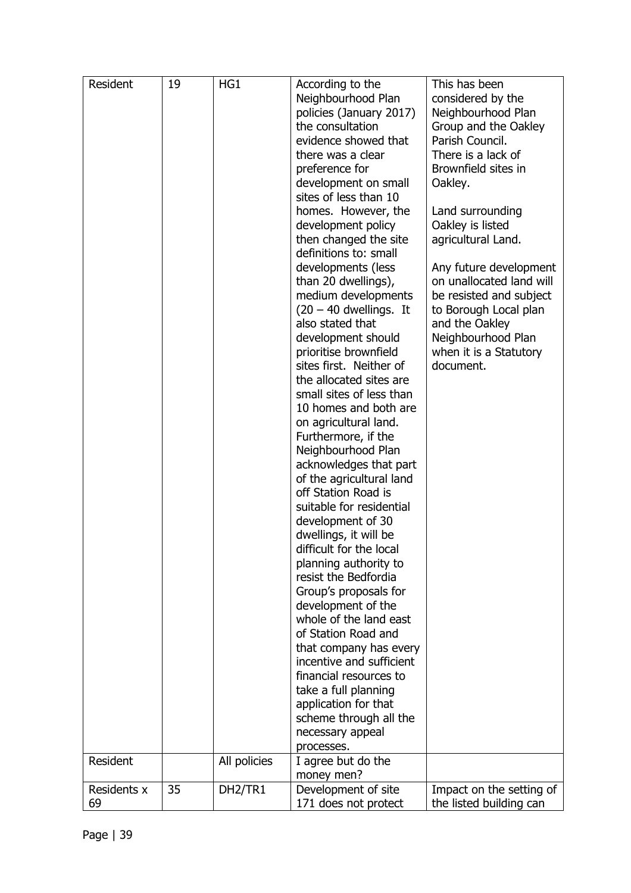| Resident | 19 | HG1 | According to the Neighbourhood Plan policies (January 2017) the consultation evidence showed that there was a clear preference for development on small sites of less than 10 homes. However, the development policy then changed the site definitions to: small developments (less than 20 dwellings), medium developments (20 – 40 dwellings. It also stated that development should prioritise brownfield sites first. Neither of the allocated sites are small sites of less than 10 homes and both are on agricultural land. Furthermore, if the Neighbourhood Plan acknowledges that part of the agricultural land off Station Road is suitable for residential development of 30 dwellings, it will be difficult for the local planning authority to resist the Bedfordia Group's proposals for development of the whole of the land east of Station Road and that company has every incentive and sufficient financial resources to take a full planning application for that scheme through all the necessary appeal processes. | This has been considered by the Neighbourhood Plan Group and the Oakley Parish Council. There is a lack of Brownfield sites in Oakley. Land surrounding Oakley is listed agricultural Land. Any future development on unallocated land will be resisted and subject to Borough Local plan and the Oakley Neighbourhood Plan when it is a Statutory document. |
|---|---|---|---|---|
| Resident | | All policies | I agree but do the money men? | |
| Residents x 69 | 35 | DH2/TR1 | Development of site 171 does not protect | Impact on the setting of the listed building can |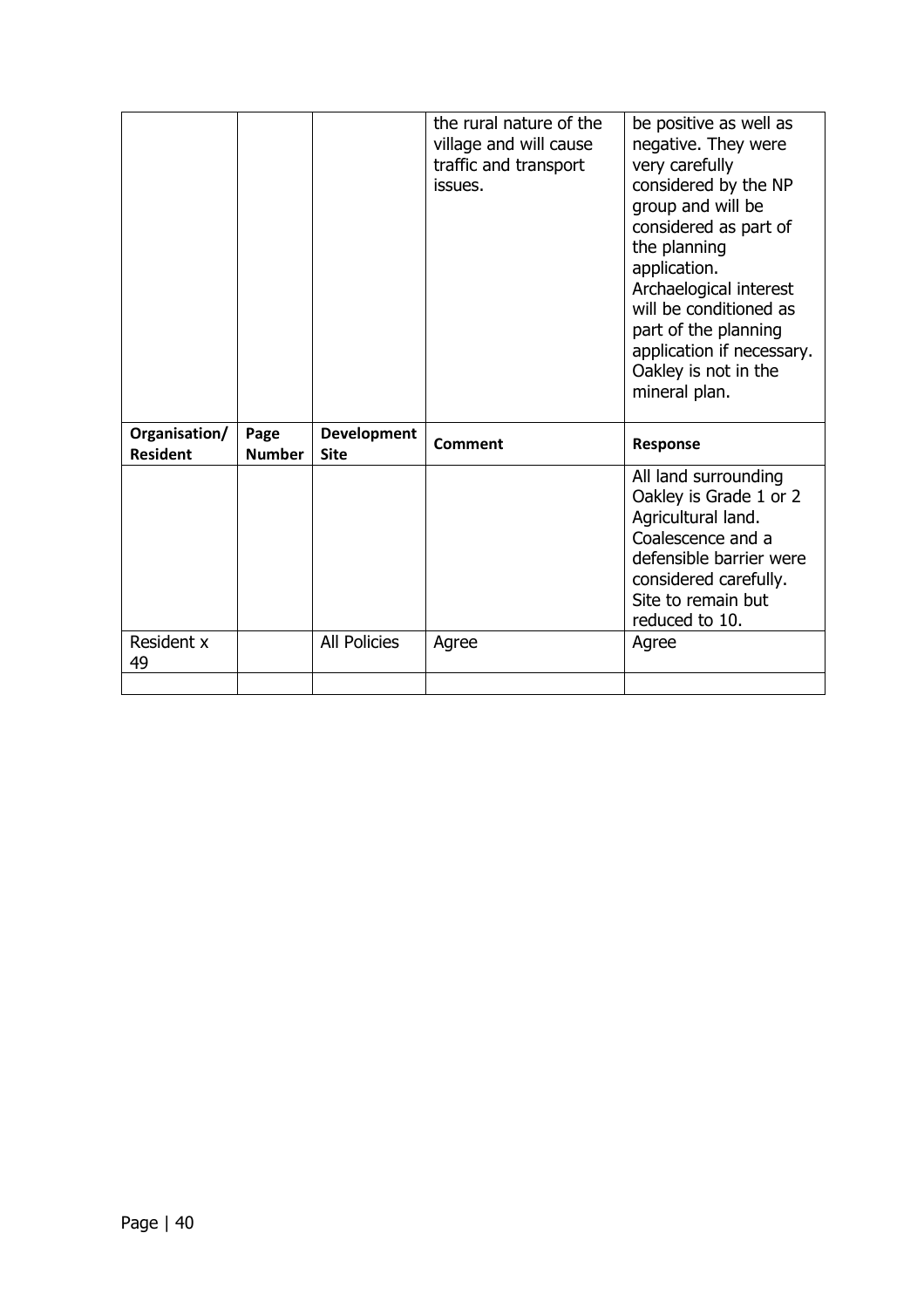| | | | | |
|---|---|---|---|---|
| | | | the rural nature of the village and will cause traffic and transport issues. | be positive as well as negative. They were very carefully considered by the NP group and will be considered as part of the planning application. Archaeological interest will be conditioned as part of the planning application if necessary. Oakley is not in the mineral plan. |
| **Organisation/ Resident** | **Page Number** | **Development Site** | **Comment** | **Response** |
| | | | | All land surrounding Oakley is Grade 1 or 2 Agricultural land. Coalescence and a defensible barrier were considered carefully. Site to remain but reduced to 10. |
| Resident x 49 | | All Policies | Agree | Agree |
| | | | | |